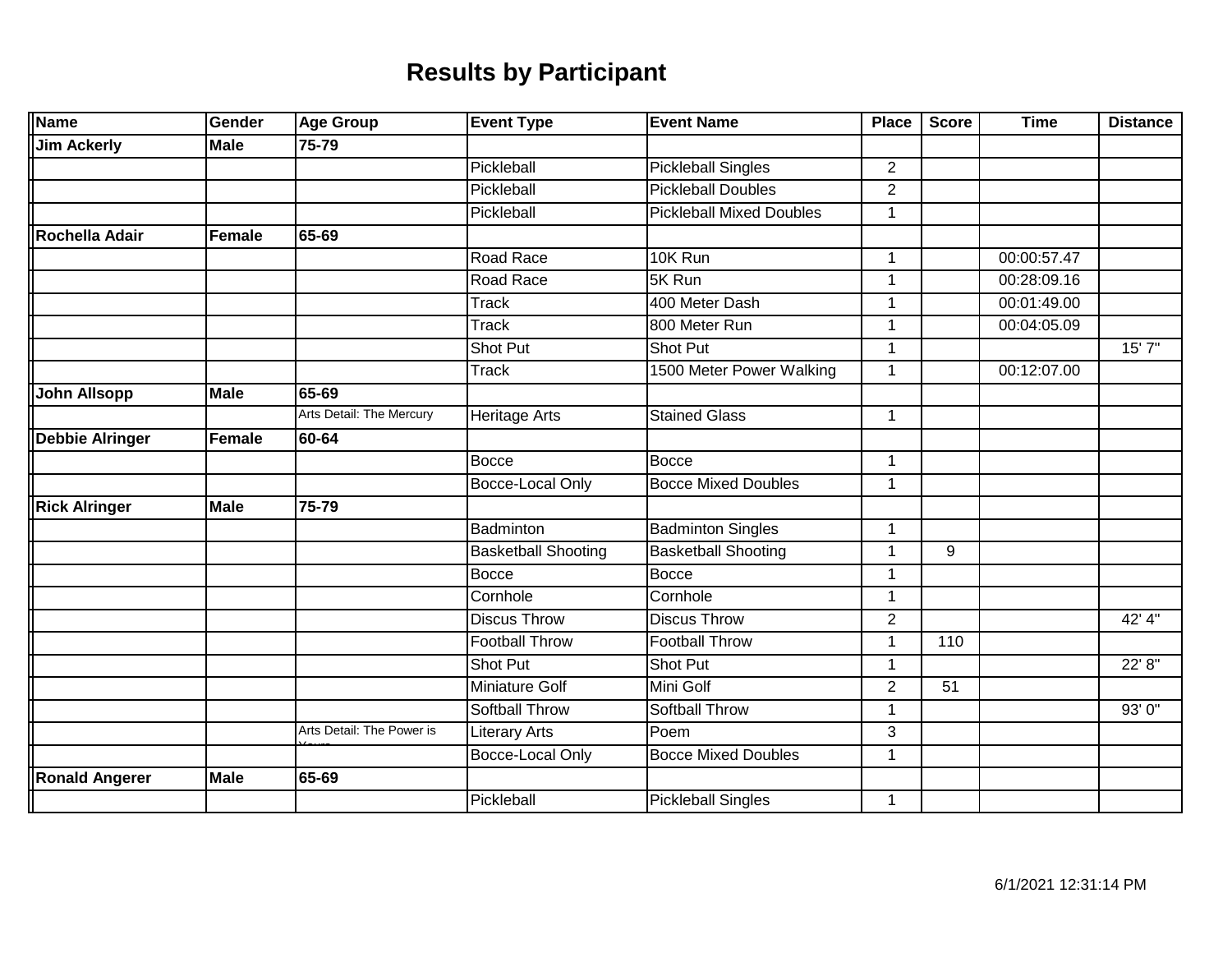# Results by Participant

| Name | Gender | Age Group | Event Type | Event Name | Place | Score | Time | Distance |
|---|---|---|---|---|---|---|---|---|
| **Jim Ackerly** | **Male** | **75-79** | | | | | | |
| | | | Pickleball | Pickleball Singles | 2 | | | |
| | | | Pickleball | Pickleball Doubles | 2 | | | |
| | | | Pickleball | Pickleball Mixed Doubles | 1 | | | |
| **Rochella Adair** | **Female** | **65-69** | | | | | | |
| | | | Road Race | 10K Run | 1 | | 00:00:57.47 | |
| | | | Road Race | 5K Run | 1 | | 00:28:09.16 | |
| | | | Track | 400 Meter Dash | 1 | | 00:01:49.00 | |
| | | | Track | 800 Meter Run | 1 | | 00:04:05.09 | |
| | | | Shot Put | Shot Put | 1 | | | 15' 7" |
| | | | Track | 1500 Meter Power Walking | 1 | | 00:12:07.00 | |
| **John Allsopp** | **Male** | **65-69** | | | | | | |
| | | Arts Detail: The Mercury | Heritage Arts | Stained Glass | 1 | | | |
| **Debbie Alringer** | **Female** | **60-64** | | | | | | |
| | | | Bocce | Bocce | 1 | | | |
| | | | Bocce-Local Only | Bocce Mixed Doubles | 1 | | | |
| **Rick Alringer** | **Male** | **75-79** | | | | | | |
| | | | Badminton | Badminton Singles | 1 | | | |
| | | | Basketball Shooting | Basketball Shooting | 1 | 9 | | |
| | | | Bocce | Bocce | 1 | | | |
| | | | Cornhole | Cornhole | 1 | | | |
| | | | Discus Throw | Discus Throw | 2 | | | 42' 4" |
| | | | Football Throw | Football Throw | 1 | 110 | | |
| | | | Shot Put | Shot Put | 1 | | | 22' 8" |
| | | | Miniature Golf | Mini Golf | 2 | 51 | | |
| | | | Softball Throw | Softball Throw | 1 | | | 93' 0" |
| | | Arts Detail: The Power is Yours | Literary Arts | Poem | 3 | | | |
| | | | Bocce-Local Only | Bocce Mixed Doubles | 1 | | | |
| **Ronald Angerer** | **Male** | **65-69** | | | | | | |
| | | | Pickleball | Pickleball Singles | 1 | | | |

6/1/2021 12:31:14 PM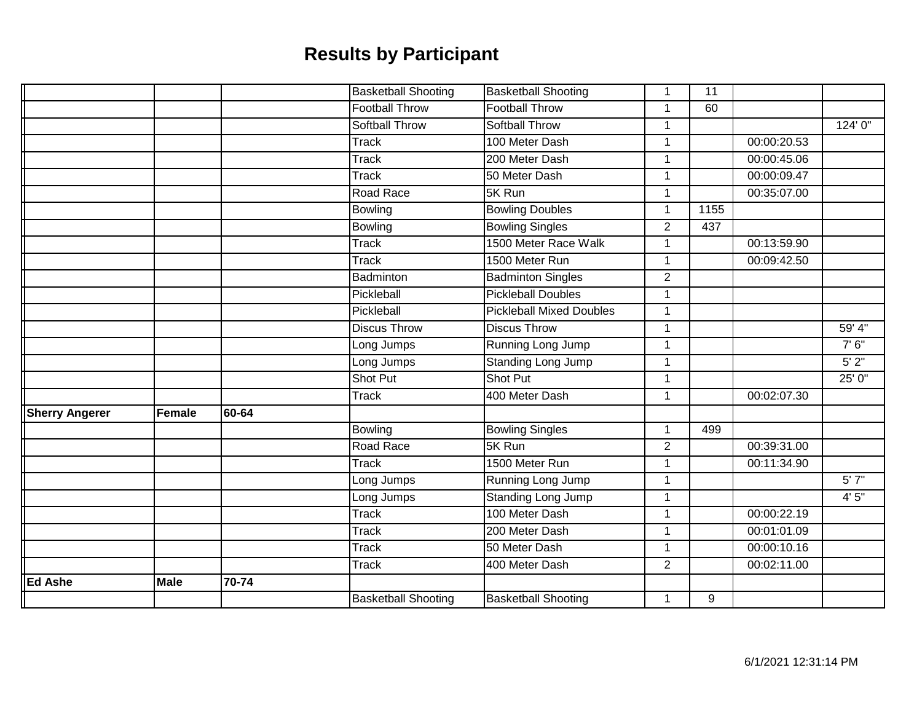# Results by Participant

| | | | | | | | | |
|---|---|---|---|---|---|---|---|---|
| | | | Basketball Shooting | Basketball Shooting | 1 | 11 | | |
| | | | Football Throw | Football Throw | 1 | 60 | | |
| | | | Softball Throw | Softball Throw | 1 | | | 124' 0" |
| | | | Track | 100 Meter Dash | 1 | | 00:00:20.53 | |
| | | | Track | 200 Meter Dash | 1 | | 00:00:45.06 | |
| | | | Track | 50 Meter Dash | 1 | | 00:00:09.47 | |
| | | | Road Race | 5K Run | 1 | | 00:35:07.00 | |
| | | | Bowling | Bowling Doubles | 1 | 1155 | | |
| | | | Bowling | Bowling Singles | 2 | 437 | | |
| | | | Track | 1500 Meter Race Walk | 1 | | 00:13:59.90 | |
| | | | Track | 1500 Meter Run | 1 | | 00:09:42.50 | |
| | | | Badminton | Badminton Singles | 2 | | | |
| | | | Pickleball | Pickleball Doubles | 1 | | | |
| | | | Pickleball | Pickleball Mixed Doubles | 1 | | | |
| | | | Discus Throw | Discus Throw | 1 | | | 59' 4" |
| | | | Long Jumps | Running Long Jump | 1 | | | 7' 6" |
| | | | Long Jumps | Standing Long Jump | 1 | | | 5' 2" |
| | | | Shot Put | Shot Put | 1 | | | 25' 0" |
| | | | Track | 400 Meter Dash | 1 | | 00:02:07.30 | |
| **Sherry Angerer** | **Female** | **60-64** | | | | | | |
| | | | Bowling | Bowling Singles | 1 | 499 | | |
| | | | Road Race | 5K Run | 2 | | 00:39:31.00 | |
| | | | Track | 1500 Meter Run | 1 | | 00:11:34.90 | |
| | | | Long Jumps | Running Long Jump | 1 | | | 5' 7" |
| | | | Long Jumps | Standing Long Jump | 1 | | | 4' 5" |
| | | | Track | 100 Meter Dash | 1 | | 00:00:22.19 | |
| | | | Track | 200 Meter Dash | 1 | | 00:01:01.09 | |
| | | | Track | 50 Meter Dash | 1 | | 00:00:10.16 | |
| | | | Track | 400 Meter Dash | 2 | | 00:02:11.00 | |
| **Ed Ashe** | **Male** | **70-74** | | | | | | |
| | | | Basketball Shooting | Basketball Shooting | 1 | 9 | | |

6/1/2021 12:31:14 PM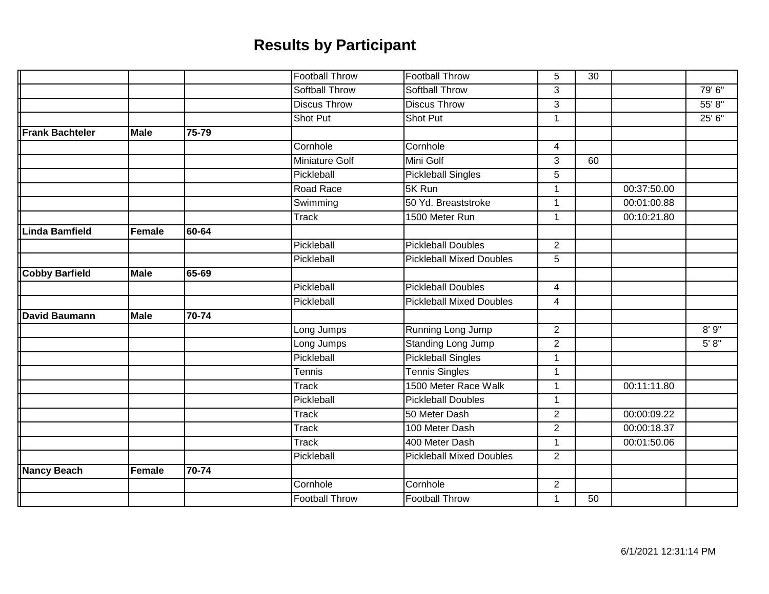# Results by Participant

| | | | | | | | | |
|---|---|---|---|---|---|---|---|---|
| | | | Football Throw | Football Throw | 5 | 30 | | |
| | | | Softball Throw | Softball Throw | 3 | | | 79' 6" |
| | | | Discus Throw | Discus Throw | 3 | | | 55' 8" |
| | | | Shot Put | Shot Put | 1 | | | 25' 6" |
| **Frank Bachteler** | **Male** | **75-79** | | | | | | |
| | | | Cornhole | Cornhole | 4 | | | |
| | | | Miniature Golf | Mini Golf | 3 | 60 | | |
| | | | Pickleball | Pickleball Singles | 5 | | | |
| | | | Road Race | 5K Run | 1 | | 00:37:50.00 | |
| | | | Swimming | 50 Yd. Breaststroke | 1 | | 00:01:00.88 | |
| | | | Track | 1500 Meter Run | 1 | | 00:10:21.80 | |
| **Linda Bamfield** | **Female** | **60-64** | | | | | | |
| | | | Pickleball | Pickleball Doubles | 2 | | | |
| | | | Pickleball | Pickleball Mixed Doubles | 5 | | | |
| **Cobby Barfield** | **Male** | **65-69** | | | | | | |
| | | | Pickleball | Pickleball Doubles | 4 | | | |
| | | | Pickleball | Pickleball Mixed Doubles | 4 | | | |
| **David Baumann** | **Male** | **70-74** | | | | | | |
| | | | Long Jumps | Running Long Jump | 2 | | | 8' 9" |
| | | | Long Jumps | Standing Long Jump | 2 | | | 5' 8" |
| | | | Pickleball | Pickleball Singles | 1 | | | |
| | | | Tennis | Tennis Singles | 1 | | | |
| | | | Track | 1500 Meter Race Walk | 1 | | 00:11:11.80 | |
| | | | Pickleball | Pickleball Doubles | 1 | | | |
| | | | Track | 50 Meter Dash | 2 | | 00:00:09.22 | |
| | | | Track | 100 Meter Dash | 2 | | 00:00:18.37 | |
| | | | Track | 400 Meter Dash | 1 | | 00:01:50.06 | |
| | | | Pickleball | Pickleball Mixed Doubles | 2 | | | |
| **Nancy Beach** | **Female** | **70-74** | | | | | | |
| | | | Cornhole | Cornhole | 2 | | | |
| | | | Football Throw | Football Throw | 1 | 50 | | |

6/1/2021 12:31:14 PM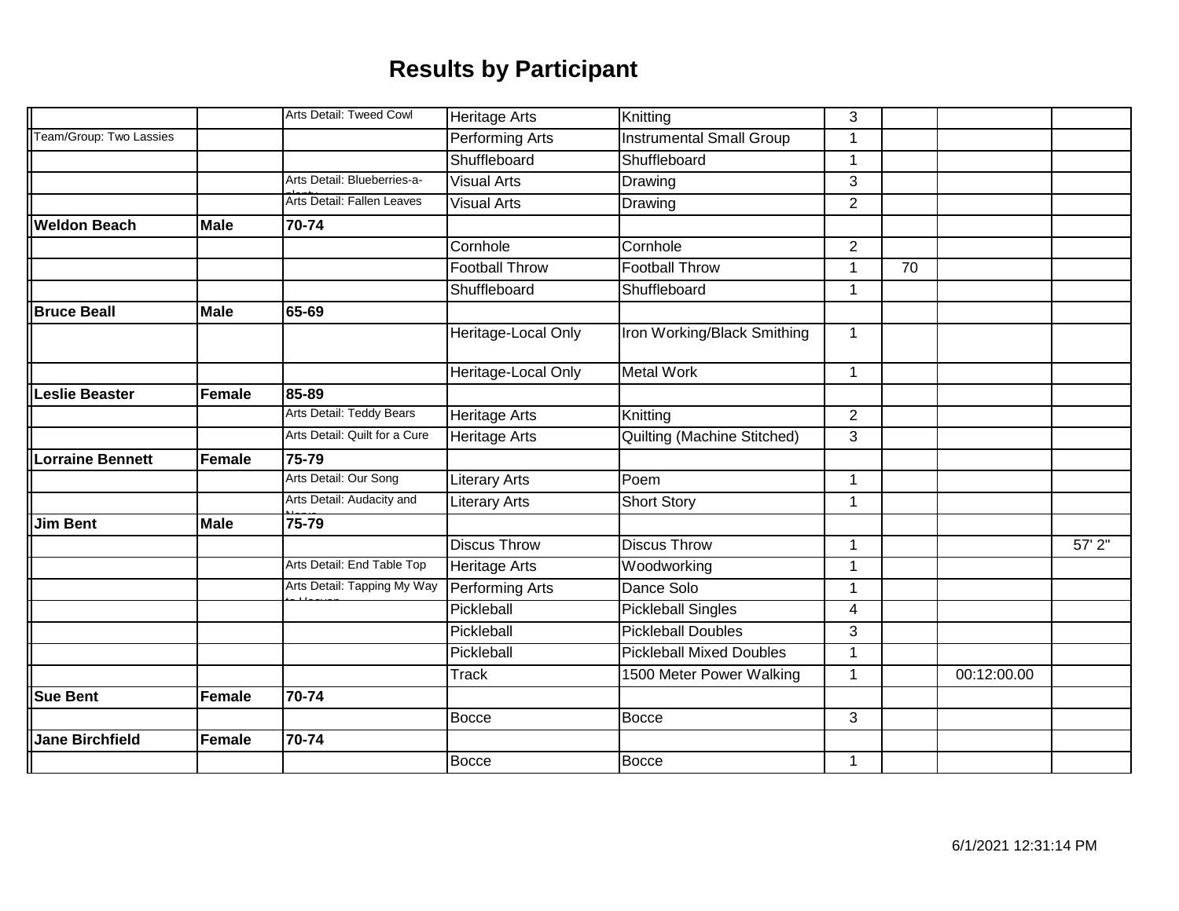# Results by Participant

| | | | | | | | | |
|---|---|---|---|---|---|---|---|---|
| | | Arts Detail: Tweed Cowl | Heritage Arts | Knitting | 3 | | | |
| Team/Group: Two Lassies | | | Performing Arts | Instrumental Small Group | 1 | | | |
| | | | Shuffleboard | Shuffleboard | 1 | | | |
| | | Arts Detail: Blueberries-a-plenty | Visual Arts | Drawing | 3 | | | |
| | | Arts Detail: Fallen Leaves | Visual Arts | Drawing | 2 | | | |
| **Weldon Beach** | **Male** | **70-74** | | | | | | |
| | | | Cornhole | Cornhole | 2 | | | |
| | | | Football Throw | Football Throw | 1 | 70 | | |
| | | | Shuffleboard | Shuffleboard | 1 | | | |
| **Bruce Beall** | **Male** | **65-69** | | | | | | |
| | | | Heritage-Local Only | Iron Working/Black Smithing | 1 | | | |
| | | | Heritage-Local Only | Metal Work | 1 | | | |
| **Leslie Beaster** | **Female** | **85-89** | | | | | | |
| | | Arts Detail: Teddy Bears | Heritage Arts | Knitting | 2 | | | |
| | | Arts Detail: Quilt for a Cure | Heritage Arts | Quilting (Machine Stitched) | 3 | | | |
| **Lorraine Bennett** | **Female** | **75-79** | | | | | | |
| | | Arts Detail: Our Song | Literary Arts | Poem | 1 | | | |
| | | Arts Detail: Audacity and Nerve | Literary Arts | Short Story | 1 | | | |
| **Jim Bent** | **Male** | **75-79** | | | | | | |
| | | | Discus Throw | Discus Throw | 1 | | | 57' 2" |
| | | Arts Detail: End Table Top | Heritage Arts | Woodworking | 1 | | | |
| | | Arts Detail: Tapping My Way to Heaven | Performing Arts | Dance Solo | 1 | | | |
| | | | Pickleball | Pickleball Singles | 4 | | | |
| | | | Pickleball | Pickleball Doubles | 3 | | | |
| | | | Pickleball | Pickleball Mixed Doubles | 1 | | | |
| | | | Track | 1500 Meter Power Walking | 1 | | 00:12:00.00 | |
| **Sue Bent** | **Female** | **70-74** | | | | | | |
| | | | Bocce | Bocce | 3 | | | |
| **Jane Birchfield** | **Female** | **70-74** | | | | | | |
| | | | Bocce | Bocce | 1 | | | |

6/1/2021 12:31:14 PM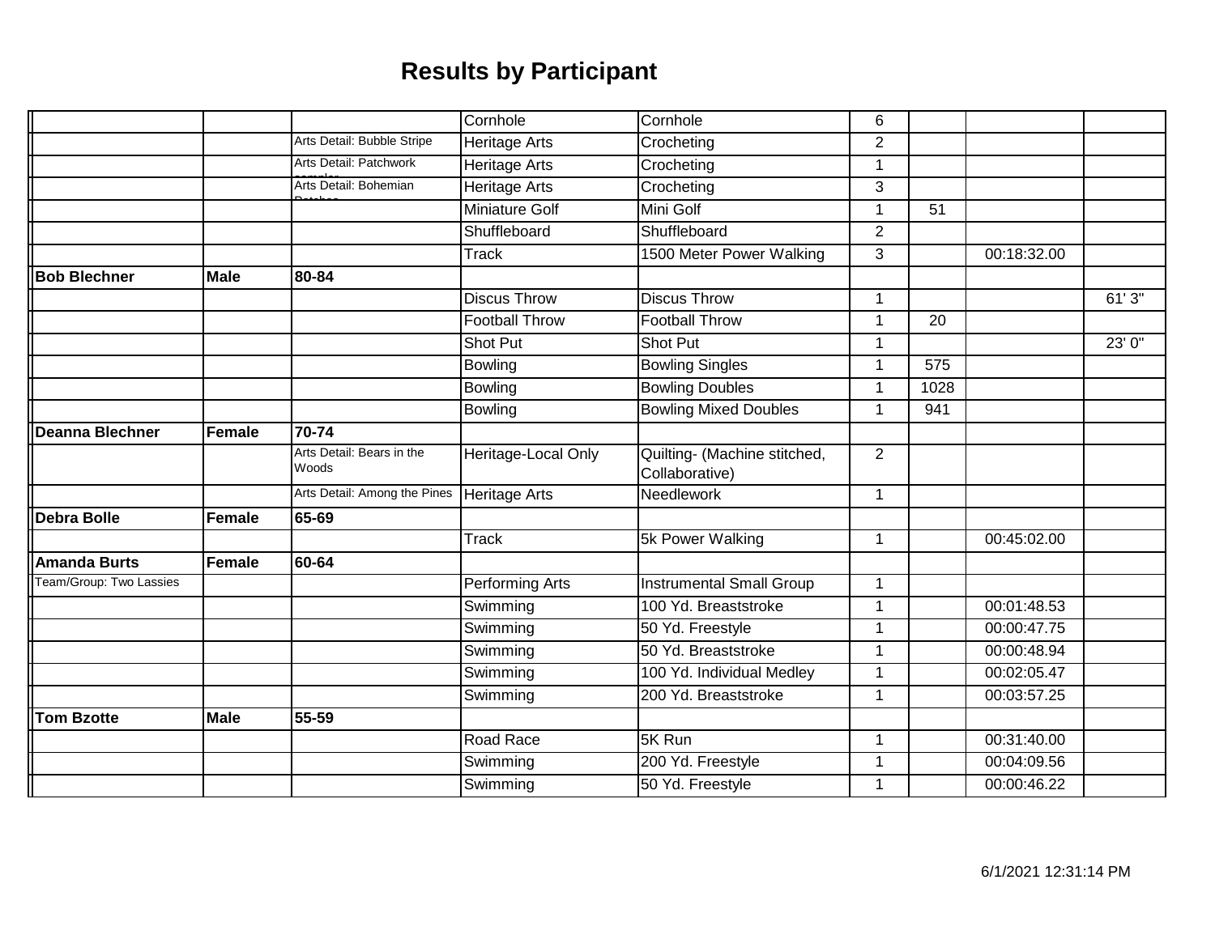# Results by Participant

| | | | | | | | | |
|---|---|---|---|---|---|---|---|---|
| | | | Cornhole | Cornhole | 6 | | | |
| | | Arts Detail: Bubble Stripe | Heritage Arts | Crocheting | 2 | | | |
| | | Arts Detail: Patchwork sampler | Heritage Arts | Crocheting | 1 | | | |
| | | Arts Detail: Bohemian Patches | Heritage Arts | Crocheting | 3 | | | |
| | | | Miniature Golf | Mini Golf | 1 | 51 | | |
| | | | Shuffleboard | Shuffleboard | 2 | | | |
| | | | Track | 1500 Meter Power Walking | 3 | | 00:18:32.00 | |
| **Bob Blechner** | **Male** | **80-84** | | | | | | |
| | | | Discus Throw | Discus Throw | 1 | | | 61' 3" |
| | | | Football Throw | Football Throw | 1 | 20 | | |
| | | | Shot Put | Shot Put | 1 | | | 23' 0" |
| | | | Bowling | Bowling Singles | 1 | 575 | | |
| | | | Bowling | Bowling Doubles | 1 | 1028 | | |
| | | | Bowling | Bowling Mixed Doubles | 1 | 941 | | |
| **Deanna Blechner** | **Female** | **70-74** | | | | | | |
| | | Arts Detail: Bears in the Woods | Heritage-Local Only | Quilting- (Machine stitched, Collaborative) | 2 | | | |
| | | Arts Detail: Among the Pines | Heritage Arts | Needlework | 1 | | | |
| **Debra Bolle** | **Female** | **65-69** | | | | | | |
| | | | Track | 5k Power Walking | 1 | | 00:45:02.00 | |
| **Amanda Burts** | **Female** | **60-64** | | | | | | |
| Team/Group: Two Lassies | | | Performing Arts | Instrumental Small Group | 1 | | | |
| | | | Swimming | 100 Yd. Breaststroke | 1 | | 00:01:48.53 | |
| | | | Swimming | 50 Yd. Freestyle | 1 | | 00:00:47.75 | |
| | | | Swimming | 50 Yd. Breaststroke | 1 | | 00:00:48.94 | |
| | | | Swimming | 100 Yd. Individual Medley | 1 | | 00:02:05.47 | |
| | | | Swimming | 200 Yd. Breaststroke | 1 | | 00:03:57.25 | |
| **Tom Bzotte** | **Male** | **55-59** | | | | | | |
| | | | Road Race | 5K Run | 1 | | 00:31:40.00 | |
| | | | Swimming | 200 Yd. Freestyle | 1 | | 00:04:09.56 | |
| | | | Swimming | 50 Yd. Freestyle | 1 | | 00:00:46.22 | |

6/1/2021 12:31:14 PM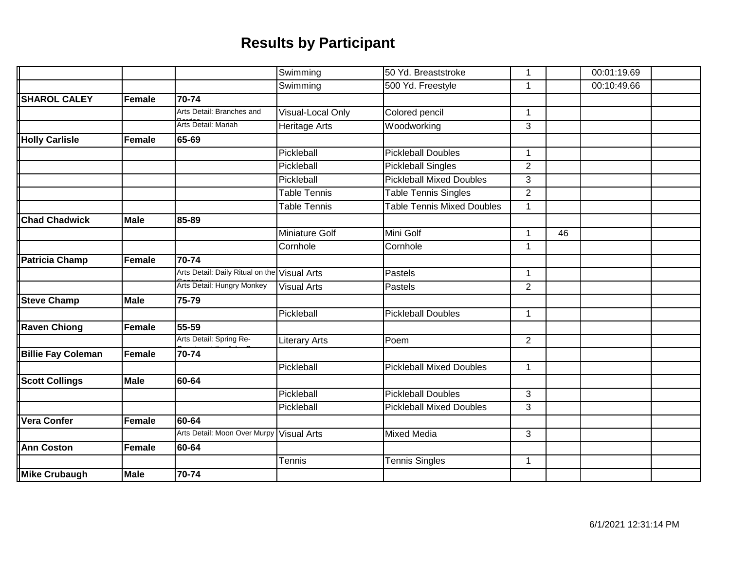# Results by Participant

| | | | | | | | | |
|---|---|---|---|---|---|---|---|---|
| | | | Swimming | 50 Yd. Breaststroke | 1 | | 00:01:19.69 | |
| | | | Swimming | 500 Yd. Freestyle | 1 | | 00:10:49.66 | |
| **SHAROL CALEY** | **Female** | **70-74** | | | | | | |
| | | Arts Detail: Branches and Berries | Visual-Local Only | Colored pencil | 1 | | | |
| | | Arts Detail: Mariah | Heritage Arts | Woodworking | 3 | | | |
| **Holly Carlisle** | **Female** | **65-69** | | | | | | |
| | | | Pickleball | Pickleball Doubles | 1 | | | |
| | | | Pickleball | Pickleball Singles | 2 | | | |
| | | | Pickleball | Pickleball Mixed Doubles | 3 | | | |
| | | | Table Tennis | Table Tennis Singles | 2 | | | |
| | | | Table Tennis | Table Tennis Mixed Doubles | 1 | | | |
| **Chad Chadwick** | **Male** | **85-89** | | | | | | |
| | | | Miniature Golf | Mini Golf | 1 | 46 | | |
| | | | Cornhole | Cornhole | 1 | | | |
| **Patricia Champ** | **Female** | **70-74** | | | | | | |
| | | Arts Detail: Daily Ritual on the Ganges | Visual Arts | Pastels | 1 | | | |
| | | Arts Detail: Hungry Monkey | Visual Arts | Pastels | 2 | | | |
| **Steve Champ** | **Male** | **75-79** | | | | | | |
| | | | Pickleball | Pickleball Doubles | 1 | | | |
| **Raven Chiong** | **Female** | **55-59** | | | | | | |
| | | Arts Detail: Spring Re-Occuring at the John C... | Literary Arts | Poem | 2 | | | |
| **Billie Fay Coleman** | **Female** | **70-74** | | | | | | |
| | | | Pickleball | Pickleball Mixed Doubles | 1 | | | |
| **Scott Collings** | **Male** | **60-64** | | | | | | |
| | | | Pickleball | Pickleball Doubles | 3 | | | |
| | | | Pickleball | Pickleball Mixed Doubles | 3 | | | |
| **Vera Confer** | **Female** | **60-64** | | | | | | |
| | | Arts Detail: Moon Over Murpy | Visual Arts | Mixed Media | 3 | | | |
| **Ann Coston** | **Female** | **60-64** | | | | | | |
| | | | Tennis | Tennis Singles | 1 | | | |
| **Mike Crubaugh** | **Male** | **70-74** | | | | | | |

6/1/2021 12:31:14 PM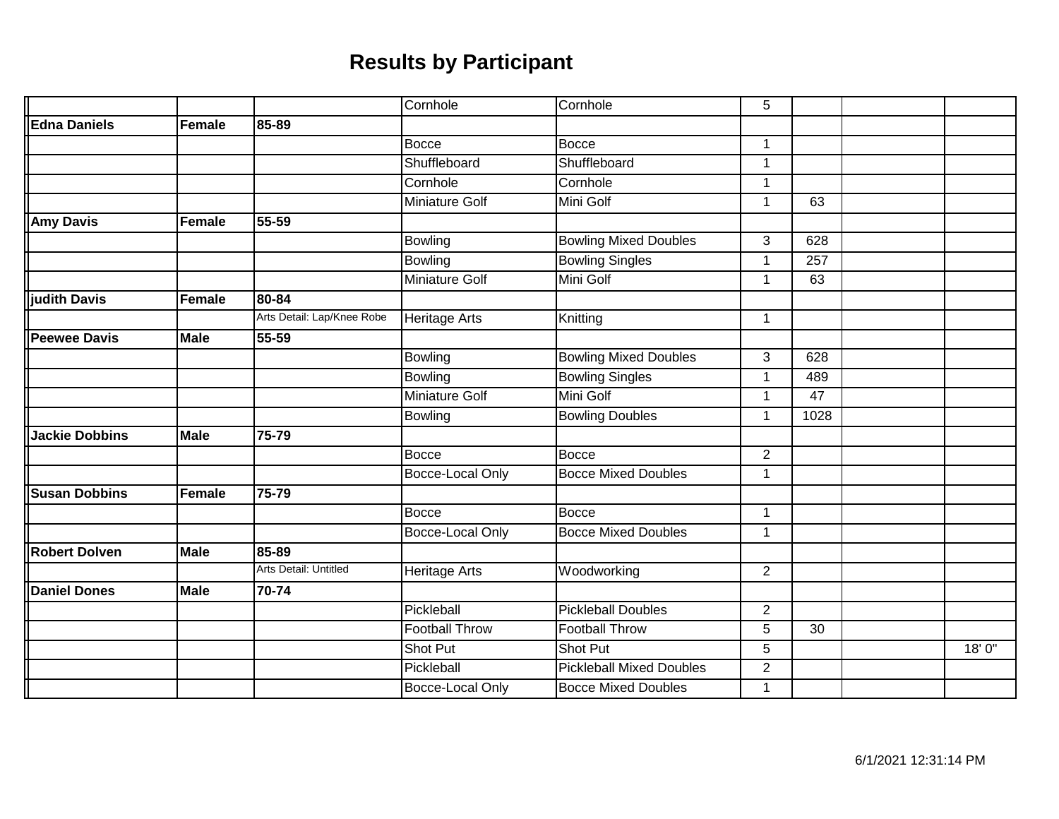# Results by Participant

| | | | | | | | | |
|---|---|---|---|---|---|---|---|---|
| | | | Cornhole | Cornhole | 5 | | | |
| **Edna Daniels** | **Female** | **85-89** | | | | | | |
| | | | Bocce | Bocce | 1 | | | |
| | | | Shuffleboard | Shuffleboard | 1 | | | |
| | | | Cornhole | Cornhole | 1 | | | |
| | | | Miniature Golf | Mini Golf | 1 | 63 | | |
| **Amy Davis** | **Female** | **55-59** | | | | | | |
| | | | Bowling | Bowling Mixed Doubles | 3 | 628 | | |
| | | | Bowling | Bowling Singles | 1 | 257 | | |
| | | | Miniature Golf | Mini Golf | 1 | 63 | | |
| **judith Davis** | **Female** | **80-84** | | | | | | |
| | | Arts Detail: Lap/Knee Robe | Heritage Arts | Knitting | 1 | | | |
| **Peewee Davis** | **Male** | **55-59** | | | | | | |
| | | | Bowling | Bowling Mixed Doubles | 3 | 628 | | |
| | | | Bowling | Bowling Singles | 1 | 489 | | |
| | | | Miniature Golf | Mini Golf | 1 | 47 | | |
| | | | Bowling | Bowling Doubles | 1 | 1028 | | |
| **Jackie Dobbins** | **Male** | **75-79** | | | | | | |
| | | | Bocce | Bocce | 2 | | | |
| | | | Bocce-Local Only | Bocce Mixed Doubles | 1 | | | |
| **Susan Dobbins** | **Female** | **75-79** | | | | | | |
| | | | Bocce | Bocce | 1 | | | |
| | | | Bocce-Local Only | Bocce Mixed Doubles | 1 | | | |
| **Robert Dolven** | **Male** | **85-89** | | | | | | |
| | | Arts Detail: Untitled | Heritage Arts | Woodworking | 2 | | | |
| **Daniel Dones** | **Male** | **70-74** | | | | | | |
| | | | Pickleball | Pickleball Doubles | 2 | | | |
| | | | Football Throw | Football Throw | 5 | 30 | | |
| | | | Shot Put | Shot Put | 5 | | | 18' 0" |
| | | | Pickleball | Pickleball Mixed Doubles | 2 | | | |
| | | | Bocce-Local Only | Bocce Mixed Doubles | 1 | | | |

6/1/2021 12:31:14 PM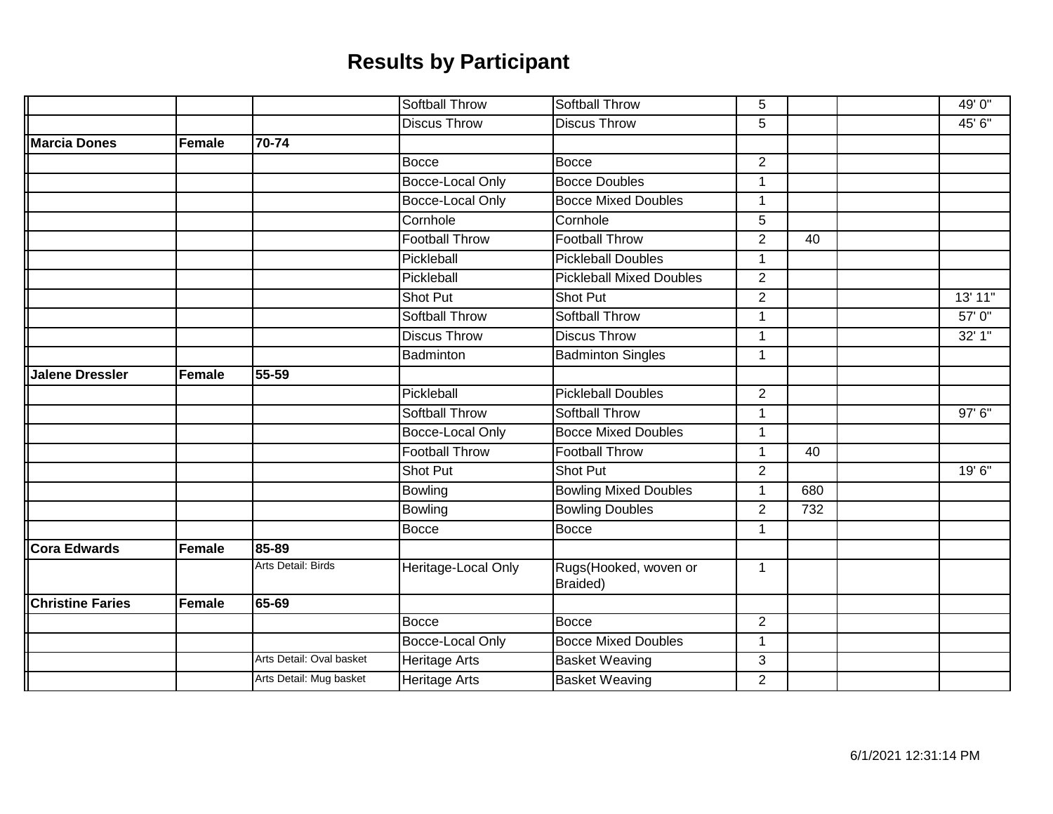# Results by Participant

| | | | | | | | | |
|---|---|---|---|---|---|---|---|---|
| | | | Softball Throw | Softball Throw | 5 | | | 49' 0" |
| | | | Discus Throw | Discus Throw | 5 | | | 45' 6" |
| **Marcia Dones** | **Female** | **70-74** | | | | | | |
| | | | Bocce | Bocce | 2 | | | |
| | | | Bocce-Local Only | Bocce Doubles | 1 | | | |
| | | | Bocce-Local Only | Bocce Mixed Doubles | 1 | | | |
| | | | Cornhole | Cornhole | 5 | | | |
| | | | Football Throw | Football Throw | 2 | 40 | | |
| | | | Pickleball | Pickleball Doubles | 1 | | | |
| | | | Pickleball | Pickleball Mixed Doubles | 2 | | | |
| | | | Shot Put | Shot Put | 2 | | | 13' 11" |
| | | | Softball Throw | Softball Throw | 1 | | | 57' 0" |
| | | | Discus Throw | Discus Throw | 1 | | | 32' 1" |
| | | | Badminton | Badminton Singles | 1 | | | |
| **Jalene Dressler** | **Female** | **55-59** | | | | | | |
| | | | Pickleball | Pickleball Doubles | 2 | | | |
| | | | Softball Throw | Softball Throw | 1 | | | 97' 6" |
| | | | Bocce-Local Only | Bocce Mixed Doubles | 1 | | | |
| | | | Football Throw | Football Throw | 1 | 40 | | |
| | | | Shot Put | Shot Put | 2 | | | 19' 6" |
| | | | Bowling | Bowling Mixed Doubles | 1 | 680 | | |
| | | | Bowling | Bowling Doubles | 2 | 732 | | |
| | | | Bocce | Bocce | 1 | | | |
| **Cora Edwards** | **Female** | **85-89** | | | | | | |
| | | Arts Detail: Birds | Heritage-Local Only | Rugs(Hooked, woven or Braided) | 1 | | | |
| **Christine Faries** | **Female** | **65-69** | | | | | | |
| | | | Bocce | Bocce | 2 | | | |
| | | | Bocce-Local Only | Bocce Mixed Doubles | 1 | | | |
| | | Arts Detail: Oval basket | Heritage Arts | Basket Weaving | 3 | | | |
| | | Arts Detail: Mug basket | Heritage Arts | Basket Weaving | 2 | | | |

6/1/2021 12:31:14 PM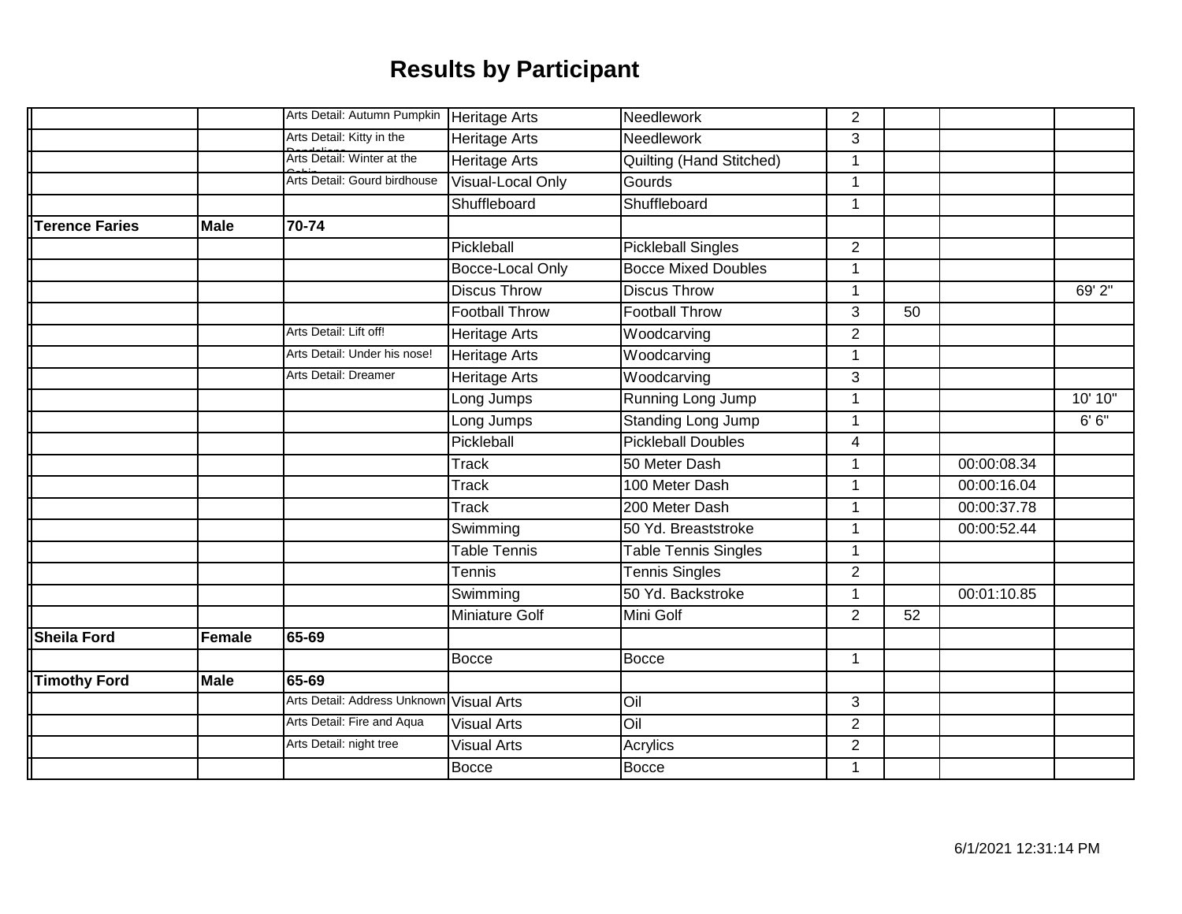# Results by Participant

| | | | | | | | | |
|---|---|---|---|---|---|---|---|---|
| | | Arts Detail: Autumn Pumpkin | Heritage Arts | Needlework | 2 | | | |
| | | Arts Detail: Kitty in the Dandelions | Heritage Arts | Needlework | 3 | | | |
| | | Arts Detail: Winter at the Cabin | Heritage Arts | Quilting (Hand Stitched) | 1 | | | |
| | | Arts Detail: Gourd birdhouse | Visual-Local Only | Gourds | 1 | | | |
| | | | Shuffleboard | Shuffleboard | 1 | | | |
| **Terence Faries** | **Male** | **70-74** | | | | | | |
| | | | Pickleball | Pickleball Singles | 2 | | | |
| | | | Bocce-Local Only | Bocce Mixed Doubles | 1 | | | |
| | | | Discus Throw | Discus Throw | 1 | | | 69' 2" |
| | | | Football Throw | Football Throw | 3 | 50 | | |
| | | Arts Detail: Lift off! | Heritage Arts | Woodcarving | 2 | | | |
| | | Arts Detail: Under his nose! | Heritage Arts | Woodcarving | 1 | | | |
| | | Arts Detail: Dreamer | Heritage Arts | Woodcarving | 3 | | | |
| | | | Long Jumps | Running Long Jump | 1 | | | 10' 10" |
| | | | Long Jumps | Standing Long Jump | 1 | | | 6' 6" |
| | | | Pickleball | Pickleball Doubles | 4 | | | |
| | | | Track | 50 Meter Dash | 1 | | 00:00:08.34 | |
| | | | Track | 100 Meter Dash | 1 | | 00:00:16.04 | |
| | | | Track | 200 Meter Dash | 1 | | 00:00:37.78 | |
| | | | Swimming | 50 Yd. Breaststroke | 1 | | 00:00:52.44 | |
| | | | Table Tennis | Table Tennis Singles | 1 | | | |
| | | | Tennis | Tennis Singles | 2 | | | |
| | | | Swimming | 50 Yd. Backstroke | 1 | | 00:01:10.85 | |
| | | | Miniature Golf | Mini Golf | 2 | 52 | | |
| **Sheila Ford** | **Female** | **65-69** | | | | | | |
| | | | Bocce | Bocce | 1 | | | |
| **Timothy Ford** | **Male** | **65-69** | | | | | | |
| | | Arts Detail: Address Unknown | Visual Arts | Oil | 3 | | | |
| | | Arts Detail: Fire and Aqua | Visual Arts | Oil | 2 | | | |
| | | Arts Detail: night tree | Visual Arts | Acrylics | 2 | | | |
| | | | Bocce | Bocce | 1 | | | |

6/1/2021 12:31:14 PM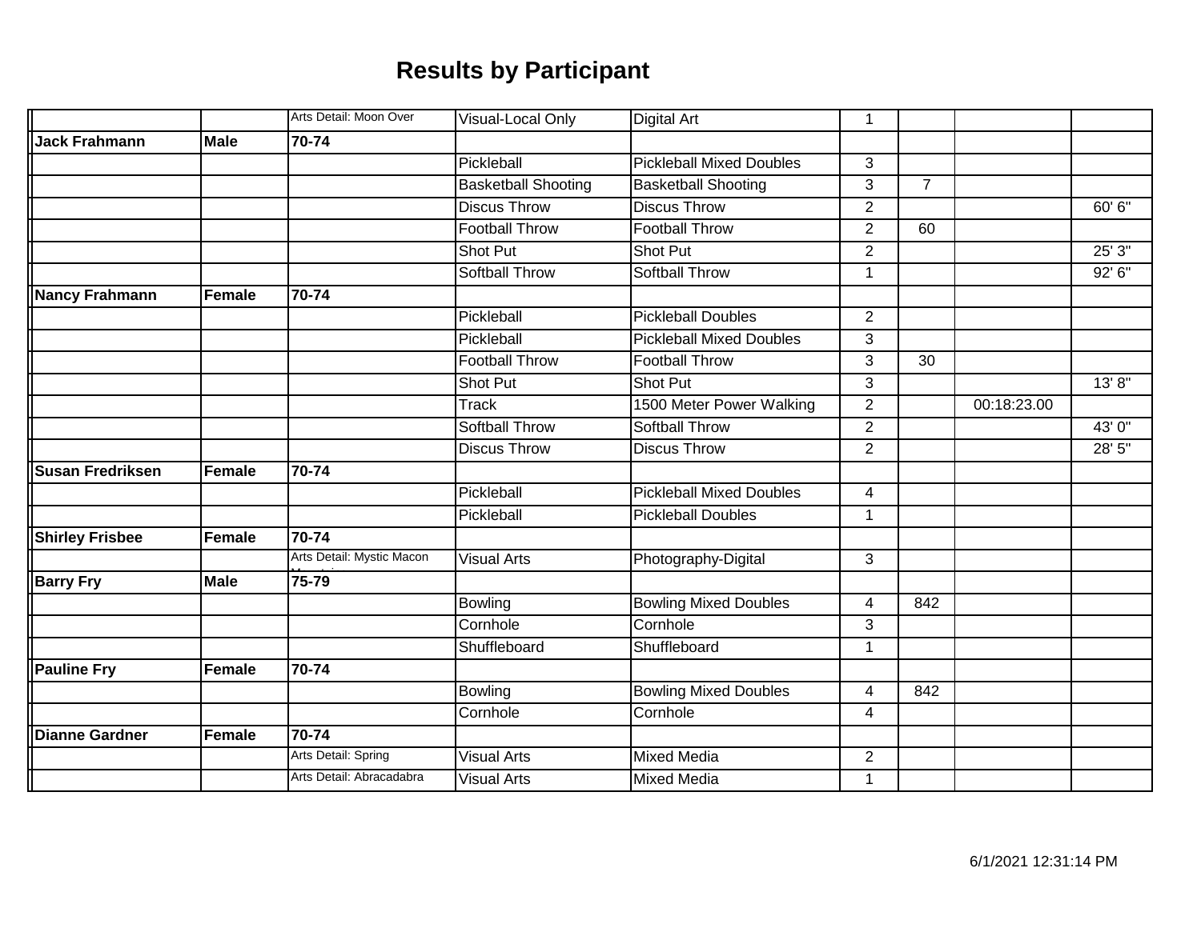# Results by Participant

| | | | | | | | | |
|---|---|---|---|---|---|---|---|---|
| | | Arts Detail: Moon Over | Visual-Local Only | Digital Art | 1 | | | |
| **Jack Frahmann** | **Male** | **70-74** | | | | | | |
| | | | Pickleball | Pickleball Mixed Doubles | 3 | | | |
| | | | Basketball Shooting | Basketball Shooting | 3 | 7 | | |
| | | | Discus Throw | Discus Throw | 2 | | | 60' 6" |
| | | | Football Throw | Football Throw | 2 | 60 | | |
| | | | Shot Put | Shot Put | 2 | | | 25' 3" |
| | | | Softball Throw | Softball Throw | 1 | | | 92' 6" |
| **Nancy Frahmann** | **Female** | **70-74** | | | | | | |
| | | | Pickleball | Pickleball Doubles | 2 | | | |
| | | | Pickleball | Pickleball Mixed Doubles | 3 | | | |
| | | | Football Throw | Football Throw | 3 | 30 | | |
| | | | Shot Put | Shot Put | 3 | | | 13' 8" |
| | | | Track | 1500 Meter Power Walking | 2 | | 00:18:23.00 | |
| | | | Softball Throw | Softball Throw | 2 | | | 43' 0" |
| | | | Discus Throw | Discus Throw | 2 | | | 28' 5" |
| **Susan Fredriksen** | **Female** | **70-74** | | | | | | |
| | | | Pickleball | Pickleball Mixed Doubles | 4 | | | |
| | | | Pickleball | Pickleball Doubles | 1 | | | |
| **Shirley Frisbee** | **Female** | **70-74** | | | | | | |
| | | Arts Detail: Mystic Macon | Visual Arts | Photography-Digital | 3 | | | |
| **Barry Fry** | **Male** | **75-79** | | | | | | |
| | | | Bowling | Bowling Mixed Doubles | 4 | 842 | | |
| | | | Cornhole | Cornhole | 3 | | | |
| | | | Shuffleboard | Shuffleboard | 1 | | | |
| **Pauline Fry** | **Female** | **70-74** | | | | | | |
| | | | Bowling | Bowling Mixed Doubles | 4 | 842 | | |
| | | | Cornhole | Cornhole | 4 | | | |
| **Dianne Gardner** | **Female** | **70-74** | | | | | | |
| | | Arts Detail: Spring | Visual Arts | Mixed Media | 2 | | | |
| | | Arts Detail: Abracadabra | Visual Arts | Mixed Media | 1 | | | |

6/1/2021 12:31:14 PM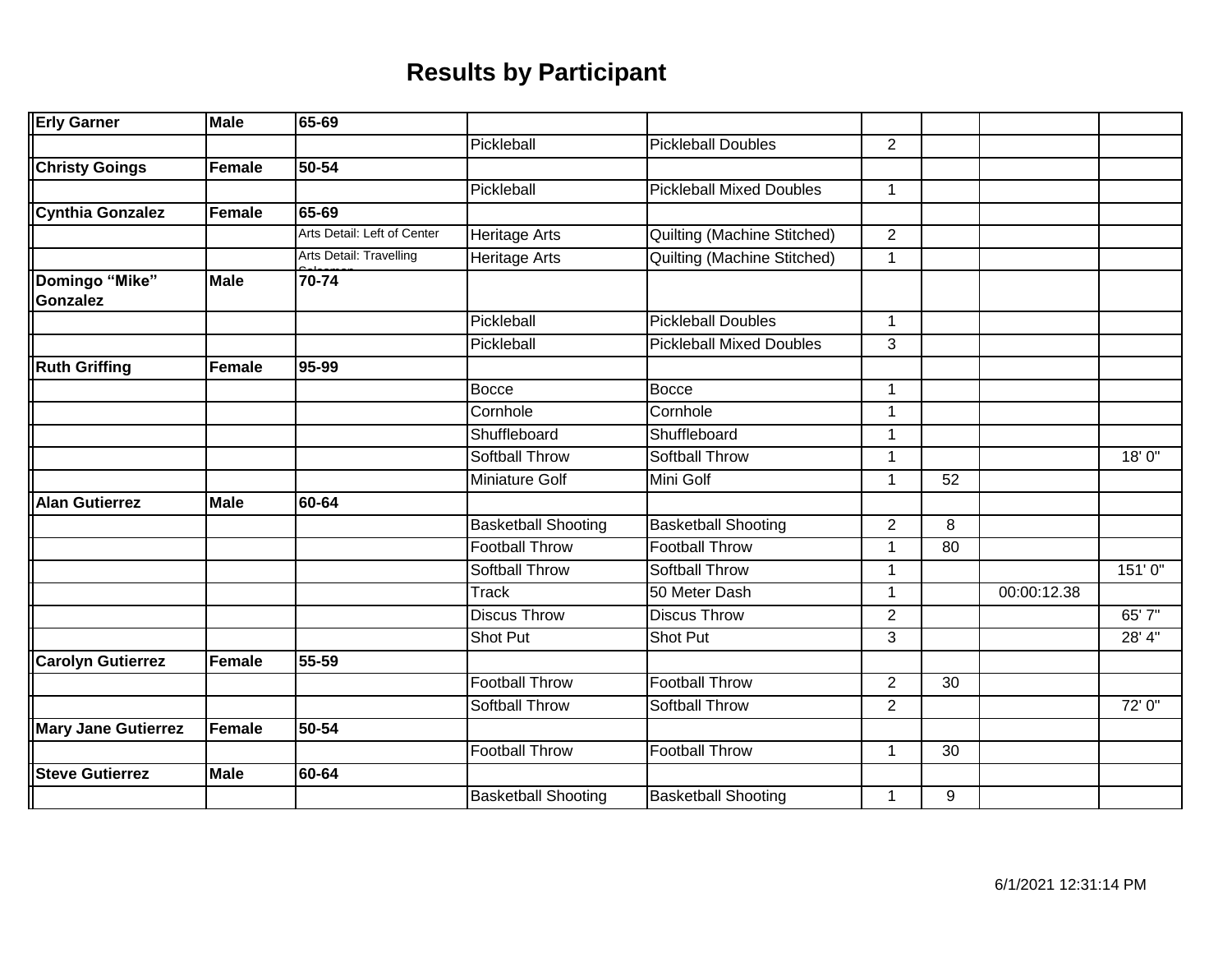# Results by Participant

| Erly Garner | Male | 65-69 | | | | | | |
|---|---|---|---|---|---|---|---|---|
| | | | Pickleball | Pickleball Doubles | 2 | | | |
| **Christy Goings** | **Female** | **50-54** | | | | | | |
| | | | Pickleball | Pickleball Mixed Doubles | 1 | | | |
| **Cynthia Gonzalez** | **Female** | **65-69** | | | | | | |
| | | Arts Detail: Left of Center | Heritage Arts | Quilting (Machine Stitched) | 2 | | | |
| | | Arts Detail: Travelling Salesman | Heritage Arts | Quilting (Machine Stitched) | 1 | | | |
| **Domingo “Mike” Gonzalez** | **Male** | **70-74** | | | | | | |
| | | | Pickleball | Pickleball Doubles | 1 | | | |
| | | | Pickleball | Pickleball Mixed Doubles | 3 | | | |
| **Ruth Griffing** | **Female** | **95-99** | | | | | | |
| | | | Bocce | Bocce | 1 | | | |
| | | | Cornhole | Cornhole | 1 | | | |
| | | | Shuffleboard | Shuffleboard | 1 | | | |
| | | | Softball Throw | Softball Throw | 1 | | | 18' 0" |
| | | | Miniature Golf | Mini Golf | 1 | 52 | | |
| **Alan Gutierrez** | **Male** | **60-64** | | | | | | |
| | | | Basketball Shooting | Basketball Shooting | 2 | 8 | | |
| | | | Football Throw | Football Throw | 1 | 80 | | |
| | | | Softball Throw | Softball Throw | 1 | | | 151' 0" |
| | | | Track | 50 Meter Dash | 1 | | 00:00:12.38 | |
| | | | Discus Throw | Discus Throw | 2 | | | 65' 7" |
| | | | Shot Put | Shot Put | 3 | | | 28' 4" |
| **Carolyn Gutierrez** | **Female** | **55-59** | | | | | | |
| | | | Football Throw | Football Throw | 2 | 30 | | |
| | | | Softball Throw | Softball Throw | 2 | | | 72' 0" |
| **Mary Jane Gutierrez** | **Female** | **50-54** | | | | | | |
| | | | Football Throw | Football Throw | 1 | 30 | | |
| **Steve Gutierrez** | **Male** | **60-64** | | | | | | |
| | | | Basketball Shooting | Basketball Shooting | 1 | 9 | | |

6/1/2021 12:31:14 PM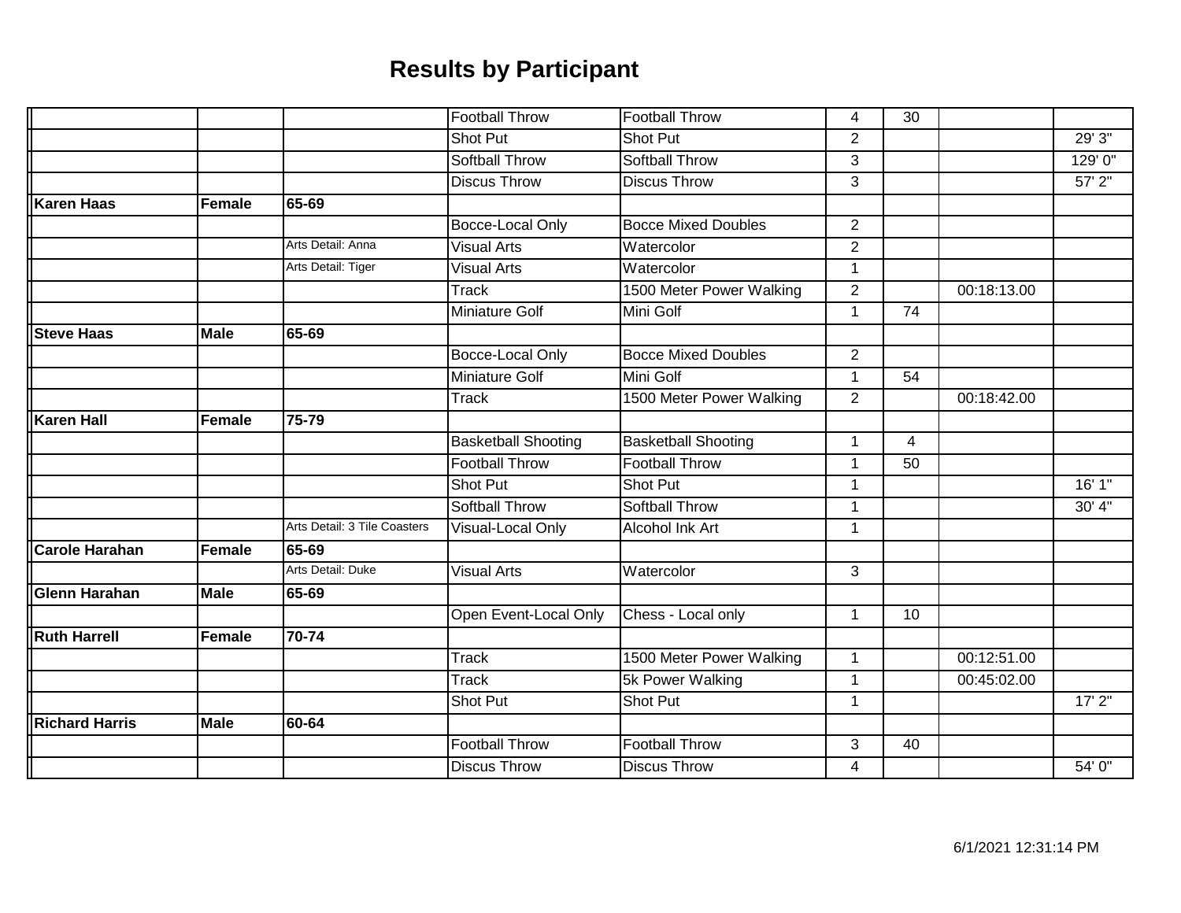# Results by Participant

| | | | | | | | | |
|---|---|---|---|---|---|---|---|---|
| | | | Football Throw | Football Throw | 4 | 30 | | |
| | | | Shot Put | Shot Put | 2 | | | 29' 3" |
| | | | Softball Throw | Softball Throw | 3 | | | 129' 0" |
| | | | Discus Throw | Discus Throw | 3 | | | 57' 2" |
| **Karen Haas** | **Female** | **65-69** | | | | | | |
| | | | Bocce-Local Only | Bocce Mixed Doubles | 2 | | | |
| | | Arts Detail: Anna | Visual Arts | Watercolor | 2 | | | |
| | | Arts Detail: Tiger | Visual Arts | Watercolor | 1 | | | |
| | | | Track | 1500 Meter Power Walking | 2 | | 00:18:13.00 | |
| | | | Miniature Golf | Mini Golf | 1 | 74 | | |
| **Steve Haas** | **Male** | **65-69** | | | | | | |
| | | | Bocce-Local Only | Bocce Mixed Doubles | 2 | | | |
| | | | Miniature Golf | Mini Golf | 1 | 54 | | |
| | | | Track | 1500 Meter Power Walking | 2 | | 00:18:42.00 | |
| **Karen Hall** | **Female** | **75-79** | | | | | | |
| | | | Basketball Shooting | Basketball Shooting | 1 | 4 | | |
| | | | Football Throw | Football Throw | 1 | 50 | | |
| | | | Shot Put | Shot Put | 1 | | | 16' 1" |
| | | | Softball Throw | Softball Throw | 1 | | | 30' 4" |
| | | Arts Detail: 3 Tile Coasters | Visual-Local Only | Alcohol Ink Art | 1 | | | |
| **Carole Harahan** | **Female** | **65-69** | | | | | | |
| | | Arts Detail: Duke | Visual Arts | Watercolor | 3 | | | |
| **Glenn Harahan** | **Male** | **65-69** | | | | | | |
| | | | Open Event-Local Only | Chess - Local only | 1 | 10 | | |
| **Ruth Harrell** | **Female** | **70-74** | | | | | | |
| | | | Track | 1500 Meter Power Walking | 1 | | 00:12:51.00 | |
| | | | Track | 5k Power Walking | 1 | | 00:45:02.00 | |
| | | | Shot Put | Shot Put | 1 | | | 17' 2" |
| **Richard Harris** | **Male** | **60-64** | | | | | | |
| | | | Football Throw | Football Throw | 3 | 40 | | |
| | | | Discus Throw | Discus Throw | 4 | | | 54' 0" |

6/1/2021 12:31:14 PM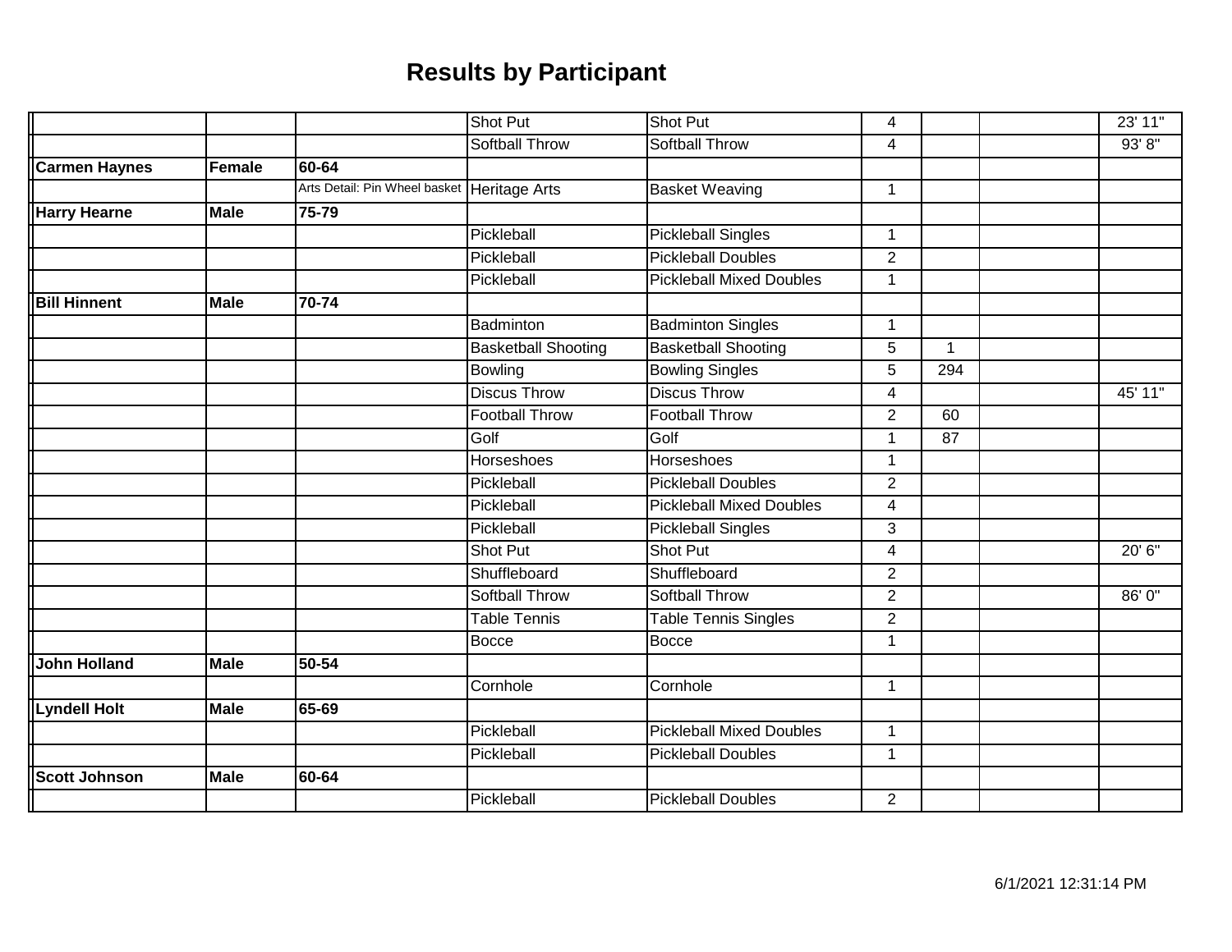# Results by Participant

| | | | | | | | | |
|---|---|---|---|---|---|---|---|---|
| | | | Shot Put | Shot Put | 4 | | | 23' 11" |
| | | | Softball Throw | Softball Throw | 4 | | | 93' 8" |
| **Carmen Haynes** | **Female** | **60-64** | | | | | | |
| | | Arts Detail: Pin Wheel basket | Heritage Arts | Basket Weaving | 1 | | | |
| **Harry Hearne** | **Male** | **75-79** | | | | | | |
| | | | Pickleball | Pickleball Singles | 1 | | | |
| | | | Pickleball | Pickleball Doubles | 2 | | | |
| | | | Pickleball | Pickleball Mixed Doubles | 1 | | | |
| **Bill Hinnent** | **Male** | **70-74** | | | | | | |
| | | | Badminton | Badminton Singles | 1 | | | |
| | | | Basketball Shooting | Basketball Shooting | 5 | 1 | | |
| | | | Bowling | Bowling Singles | 5 | 294 | | |
| | | | Discus Throw | Discus Throw | 4 | | | 45' 11" |
| | | | Football Throw | Football Throw | 2 | 60 | | |
| | | | Golf | Golf | 1 | 87 | | |
| | | | Horseshoes | Horseshoes | 1 | | | |
| | | | Pickleball | Pickleball Doubles | 2 | | | |
| | | | Pickleball | Pickleball Mixed Doubles | 4 | | | |
| | | | Pickleball | Pickleball Singles | 3 | | | |
| | | | Shot Put | Shot Put | 4 | | | 20' 6" |
| | | | Shuffleboard | Shuffleboard | 2 | | | |
| | | | Softball Throw | Softball Throw | 2 | | | 86' 0" |
| | | | Table Tennis | Table Tennis Singles | 2 | | | |
| | | | Bocce | Bocce | 1 | | | |
| **John Holland** | **Male** | **50-54** | | | | | | |
| | | | Cornhole | Cornhole | 1 | | | |
| **Lyndell Holt** | **Male** | **65-69** | | | | | | |
| | | | Pickleball | Pickleball Mixed Doubles | 1 | | | |
| | | | Pickleball | Pickleball Doubles | 1 | | | |
| **Scott Johnson** | **Male** | **60-64** | | | | | | |
| | | | Pickleball | Pickleball Doubles | 2 | | | |

6/1/2021 12:31:14 PM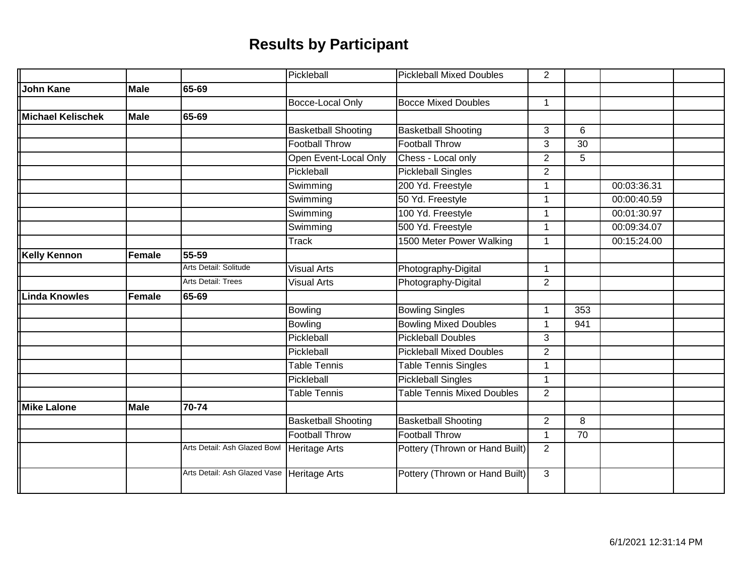# Results by Participant

| | | | | | | | | |
|---|---|---|---|---|---|---|---|---|
| | | | Pickleball | Pickleball Mixed Doubles | 2 | | | |
| **John Kane** | **Male** | **65-69** | | | | | | |
| | | | Bocce-Local Only | Bocce Mixed Doubles | 1 | | | |
| **Michael Kelischek** | **Male** | **65-69** | | | | | | |
| | | | Basketball Shooting | Basketball Shooting | 3 | 6 | | |
| | | | Football Throw | Football Throw | 3 | 30 | | |
| | | | Open Event-Local Only | Chess - Local only | 2 | 5 | | |
| | | | Pickleball | Pickleball Singles | 2 | | | |
| | | | Swimming | 200 Yd. Freestyle | 1 | | 00:03:36.31 | |
| | | | Swimming | 50 Yd. Freestyle | 1 | | 00:00:40.59 | |
| | | | Swimming | 100 Yd. Freestyle | 1 | | 00:01:30.97 | |
| | | | Swimming | 500 Yd. Freestyle | 1 | | 00:09:34.07 | |
| | | | Track | 1500 Meter Power Walking | 1 | | 00:15:24.00 | |
| **Kelly Kennon** | **Female** | **55-59** | | | | | | |
| | | Arts Detail: Solitude | Visual Arts | Photography-Digital | 1 | | | |
| | | Arts Detail: Trees | Visual Arts | Photography-Digital | 2 | | | |
| **Linda Knowles** | **Female** | **65-69** | | | | | | |
| | | | Bowling | Bowling Singles | 1 | 353 | | |
| | | | Bowling | Bowling Mixed Doubles | 1 | 941 | | |
| | | | Pickleball | Pickleball Doubles | 3 | | | |
| | | | Pickleball | Pickleball Mixed Doubles | 2 | | | |
| | | | Table Tennis | Table Tennis Singles | 1 | | | |
| | | | Pickleball | Pickleball Singles | 1 | | | |
| | | | Table Tennis | Table Tennis Mixed Doubles | 2 | | | |
| **Mike Lalone** | **Male** | **70-74** | | | | | | |
| | | | Basketball Shooting | Basketball Shooting | 2 | 8 | | |
| | | | Football Throw | Football Throw | 1 | 70 | | |
| | | Arts Detail: Ash Glazed Bowl | Heritage Arts | Pottery (Thrown or Hand Built) | 2 | | | |
| | | Arts Detail: Ash Glazed Vase | Heritage Arts | Pottery (Thrown or Hand Built) | 3 | | | |

6/1/2021 12:31:14 PM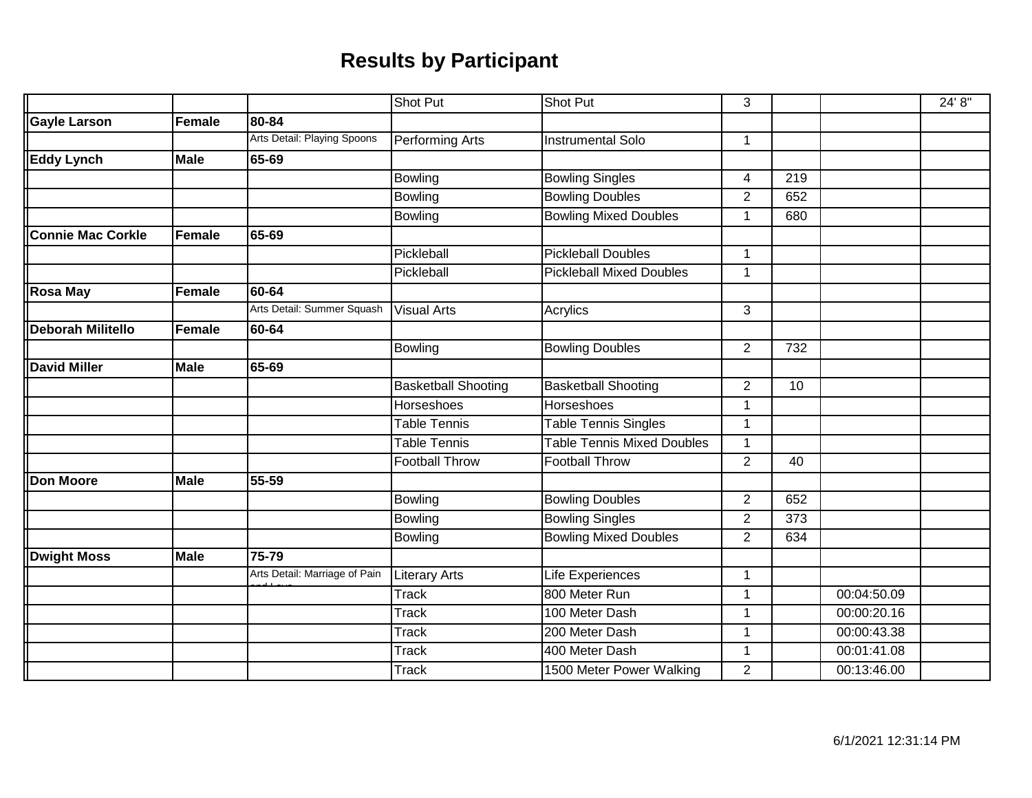# Results by Participant

| | | | | | | | | |
|---|---|---|---|---|---|---|---|---|
| | | | Shot Put | Shot Put | 3 | | | 24' 8" |
| **Gayle Larson** | **Female** | **80-84** | | | | | | |
| | | Arts Detail: Playing Spoons | Performing Arts | Instrumental Solo | 1 | | | |
| **Eddy Lynch** | **Male** | **65-69** | | | | | | |
| | | | Bowling | Bowling Singles | 4 | 219 | | |
| | | | Bowling | Bowling Doubles | 2 | 652 | | |
| | | | Bowling | Bowling Mixed Doubles | 1 | 680 | | |
| **Connie Mac Corkle** | **Female** | **65-69** | | | | | | |
| | | | Pickleball | Pickleball Doubles | 1 | | | |
| | | | Pickleball | Pickleball Mixed Doubles | 1 | | | |
| **Rosa May** | **Female** | **60-64** | | | | | | |
| | | Arts Detail: Summer Squash | Visual Arts | Acrylics | 3 | | | |
| **Deborah Militello** | **Female** | **60-64** | | | | | | |
| | | | Bowling | Bowling Doubles | 2 | 732 | | |
| **David Miller** | **Male** | **65-69** | | | | | | |
| | | | Basketball Shooting | Basketball Shooting | 2 | 10 | | |
| | | | Horseshoes | Horseshoes | 1 | | | |
| | | | Table Tennis | Table Tennis Singles | 1 | | | |
| | | | Table Tennis | Table Tennis Mixed Doubles | 1 | | | |
| | | | Football Throw | Football Throw | 2 | 40 | | |
| **Don Moore** | **Male** | **55-59** | | | | | | |
| | | | Bowling | Bowling Doubles | 2 | 652 | | |
| | | | Bowling | Bowling Singles | 2 | 373 | | |
| | | | Bowling | Bowling Mixed Doubles | 2 | 634 | | |
| **Dwight Moss** | **Male** | **75-79** | | | | | | |
| | | Arts Detail: Marriage of Pain and Love | Literary Arts | Life Experiences | 1 | | | |
| | | | Track | 800 Meter Run | 1 | | 00:04:50.09 | |
| | | | Track | 100 Meter Dash | 1 | | 00:00:20.16 | |
| | | | Track | 200 Meter Dash | 1 | | 00:00:43.38 | |
| | | | Track | 400 Meter Dash | 1 | | 00:01:41.08 | |
| | | | Track | 1500 Meter Power Walking | 2 | | 00:13:46.00 | |

6/1/2021 12:31:14 PM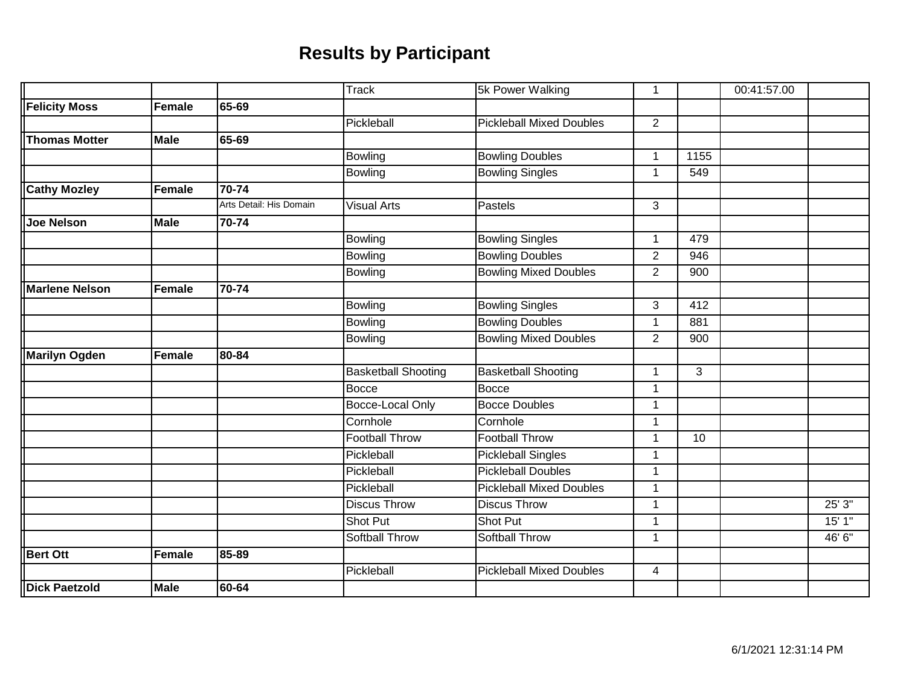## Results by Participant

| | | | | | | | | |
|---|---|---|---|---|---|---|---|---|
| | | | Track | 5k Power Walking | 1 | | 00:41:57.00 | |
| **Felicity Moss** | **Female** | **65-69** | | | | | | |
| | | | Pickleball | Pickleball Mixed Doubles | 2 | | | |
| **Thomas Motter** | **Male** | **65-69** | | | | | | |
| | | | Bowling | Bowling Doubles | 1 | 1155 | | |
| | | | Bowling | Bowling Singles | 1 | 549 | | |
| **Cathy Mozley** | **Female** | **70-74** | | | | | | |
| | | Arts Detail: His Domain | Visual Arts | Pastels | 3 | | | |
| **Joe Nelson** | **Male** | **70-74** | | | | | | |
| | | | Bowling | Bowling Singles | 1 | 479 | | |
| | | | Bowling | Bowling Doubles | 2 | 946 | | |
| | | | Bowling | Bowling Mixed Doubles | 2 | 900 | | |
| **Marlene Nelson** | **Female** | **70-74** | | | | | | |
| | | | Bowling | Bowling Singles | 3 | 412 | | |
| | | | Bowling | Bowling Doubles | 1 | 881 | | |
| | | | Bowling | Bowling Mixed Doubles | 2 | 900 | | |
| **Marilyn Ogden** | **Female** | **80-84** | | | | | | |
| | | | Basketball Shooting | Basketball Shooting | 1 | 3 | | |
| | | | Bocce | Bocce | 1 | | | |
| | | | Bocce-Local Only | Bocce Doubles | 1 | | | |
| | | | Cornhole | Cornhole | 1 | | | |
| | | | Football Throw | Football Throw | 1 | 10 | | |
| | | | Pickleball | Pickleball Singles | 1 | | | |
| | | | Pickleball | Pickleball Doubles | 1 | | | |
| | | | Pickleball | Pickleball Mixed Doubles | 1 | | | |
| | | | Discus Throw | Discus Throw | 1 | | | 25' 3" |
| | | | Shot Put | Shot Put | 1 | | | 15' 1" |
| | | | Softball Throw | Softball Throw | 1 | | | 46' 6" |
| **Bert Ott** | **Female** | **85-89** | | | | | | |
| | | | Pickleball | Pickleball Mixed Doubles | 4 | | | |
| **Dick Paetzold** | **Male** | **60-64** | | | | | | |

6/1/2021 12:31:14 PM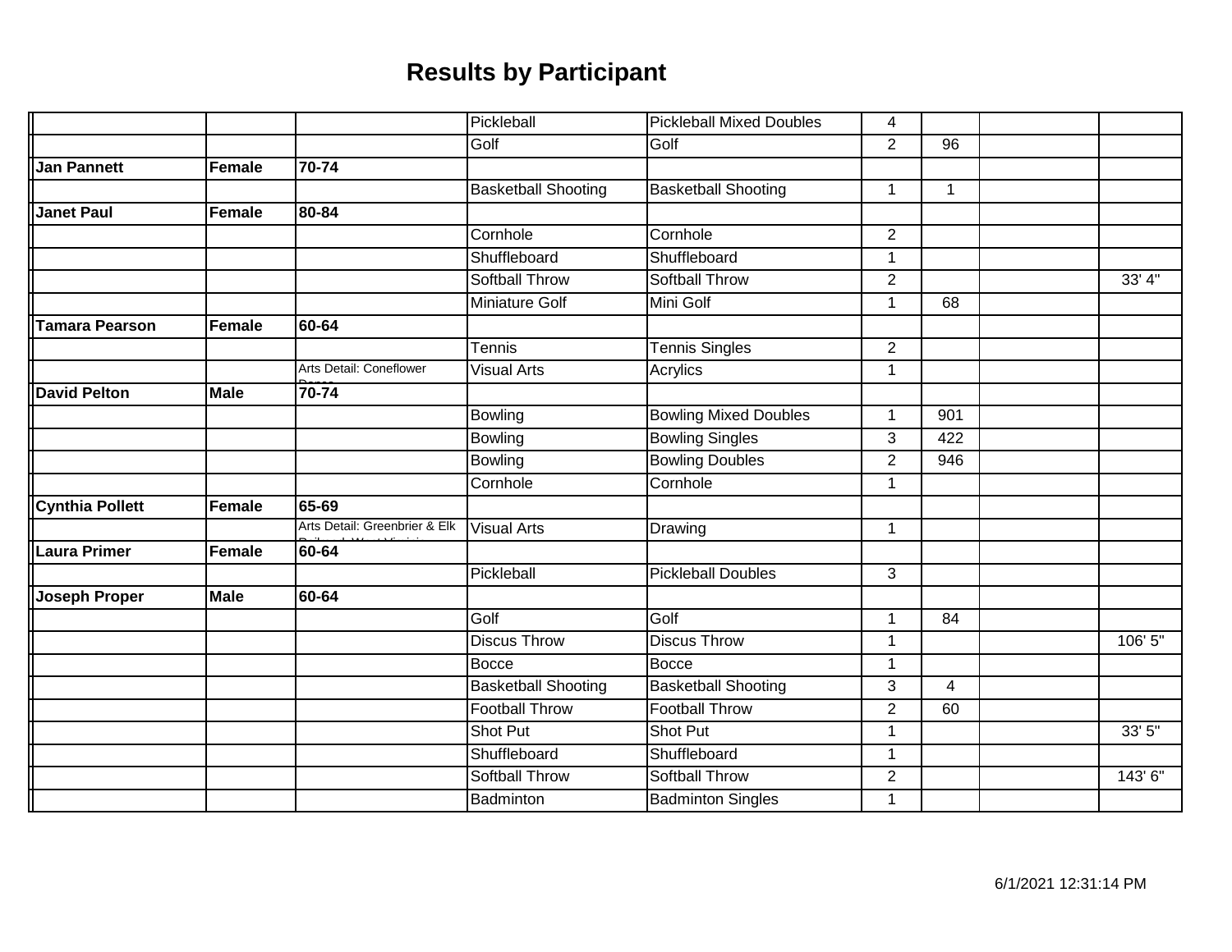# Results by Participant

| | | | | | | | | |
|---|---|---|---|---|---|---|---|---|
| | | | Pickleball | Pickleball Mixed Doubles | 4 | | | |
| | | | Golf | Golf | 2 | 96 | | |
| **Jan Pannett** | **Female** | **70-74** | | | | | | |
| | | | Basketball Shooting | Basketball Shooting | 1 | 1 | | |
| **Janet Paul** | **Female** | **80-84** | | | | | | |
| | | | Cornhole | Cornhole | 2 | | | |
| | | | Shuffleboard | Shuffleboard | 1 | | | |
| | | | Softball Throw | Softball Throw | 2 | | | 33' 4" |
| | | | Miniature Golf | Mini Golf | 1 | 68 | | |
| **Tamara Pearson** | **Female** | **60-64** | | | | | | |
| | | | Tennis | Tennis Singles | 2 | | | |
| | | Arts Detail: Coneflower Dance | Visual Arts | Acrylics | 1 | | | |
| **David Pelton** | **Male** | **70-74** | | | | | | |
| | | | Bowling | Bowling Mixed Doubles | 1 | 901 | | |
| | | | Bowling | Bowling Singles | 3 | 422 | | |
| | | | Bowling | Bowling Doubles | 2 | 946 | | |
| | | | Cornhole | Cornhole | 1 | | | |
| **Cynthia Pollett** | **Female** | **65-69** | | | | | | |
| | | Arts Detail: Greenbrier & Elk Railroad, West Virginia | Visual Arts | Drawing | 1 | | | |
| **Laura Primer** | **Female** | **60-64** | | | | | | |
| | | | Pickleball | Pickleball Doubles | 3 | | | |
| **Joseph Proper** | **Male** | **60-64** | | | | | | |
| | | | Golf | Golf | 1 | 84 | | |
| | | | Discus Throw | Discus Throw | 1 | | | 106' 5" |
| | | | Bocce | Bocce | 1 | | | |
| | | | Basketball Shooting | Basketball Shooting | 3 | 4 | | |
| | | | Football Throw | Football Throw | 2 | 60 | | |
| | | | Shot Put | Shot Put | 1 | | | 33' 5" |
| | | | Shuffleboard | Shuffleboard | 1 | | | |
| | | | Softball Throw | Softball Throw | 2 | | | 143' 6" |
| | | | Badminton | Badminton Singles | 1 | | | |

6/1/2021 12:31:14 PM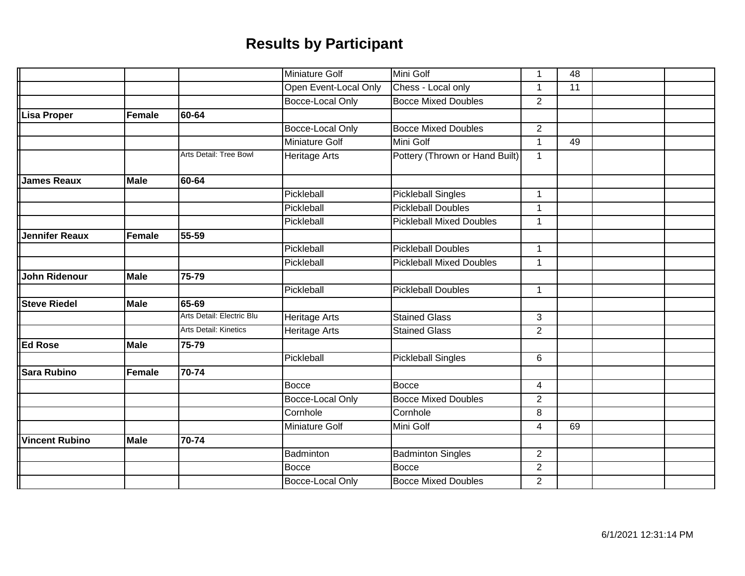# Results by Participant

| | | | | | | | | |
|---|---|---|---|---|---|---|---|---|
| | | | Miniature Golf | Mini Golf | 1 | 48 | | |
| | | | Open Event-Local Only | Chess - Local only | 1 | 11 | | |
| | | | Bocce-Local Only | Bocce Mixed Doubles | 2 | | | |
| **Lisa Proper** | **Female** | **60-64** | | | | | | |
| | | | Bocce-Local Only | Bocce Mixed Doubles | 2 | | | |
| | | | Miniature Golf | Mini Golf | 1 | 49 | | |
| | | Arts Detail: Tree Bowl | Heritage Arts | Pottery (Thrown or Hand Built) | 1 | | | |
| **James Reaux** | **Male** | **60-64** | | | | | | |
| | | | Pickleball | Pickleball Singles | 1 | | | |
| | | | Pickleball | Pickleball Doubles | 1 | | | |
| | | | Pickleball | Pickleball Mixed Doubles | 1 | | | |
| **Jennifer Reaux** | **Female** | **55-59** | | | | | | |
| | | | Pickleball | Pickleball Doubles | 1 | | | |
| | | | Pickleball | Pickleball Mixed Doubles | 1 | | | |
| **John Ridenour** | **Male** | **75-79** | | | | | | |
| | | | Pickleball | Pickleball Doubles | 1 | | | |
| **Steve Riedel** | **Male** | **65-69** | | | | | | |
| | | Arts Detail: Electric Blu | Heritage Arts | Stained Glass | 3 | | | |
| | | Arts Detail: Kinetics | Heritage Arts | Stained Glass | 2 | | | |
| **Ed Rose** | **Male** | **75-79** | | | | | | |
| | | | Pickleball | Pickleball Singles | 6 | | | |
| **Sara Rubino** | **Female** | **70-74** | | | | | | |
| | | | Bocce | Bocce | 4 | | | |
| | | | Bocce-Local Only | Bocce Mixed Doubles | 2 | | | |
| | | | Cornhole | Cornhole | 8 | | | |
| | | | Miniature Golf | Mini Golf | 4 | 69 | | |
| **Vincent Rubino** | **Male** | **70-74** | | | | | | |
| | | | Badminton | Badminton Singles | 2 | | | |
| | | | Bocce | Bocce | 2 | | | |
| | | | Bocce-Local Only | Bocce Mixed Doubles | 2 | | | |

6/1/2021 12:31:14 PM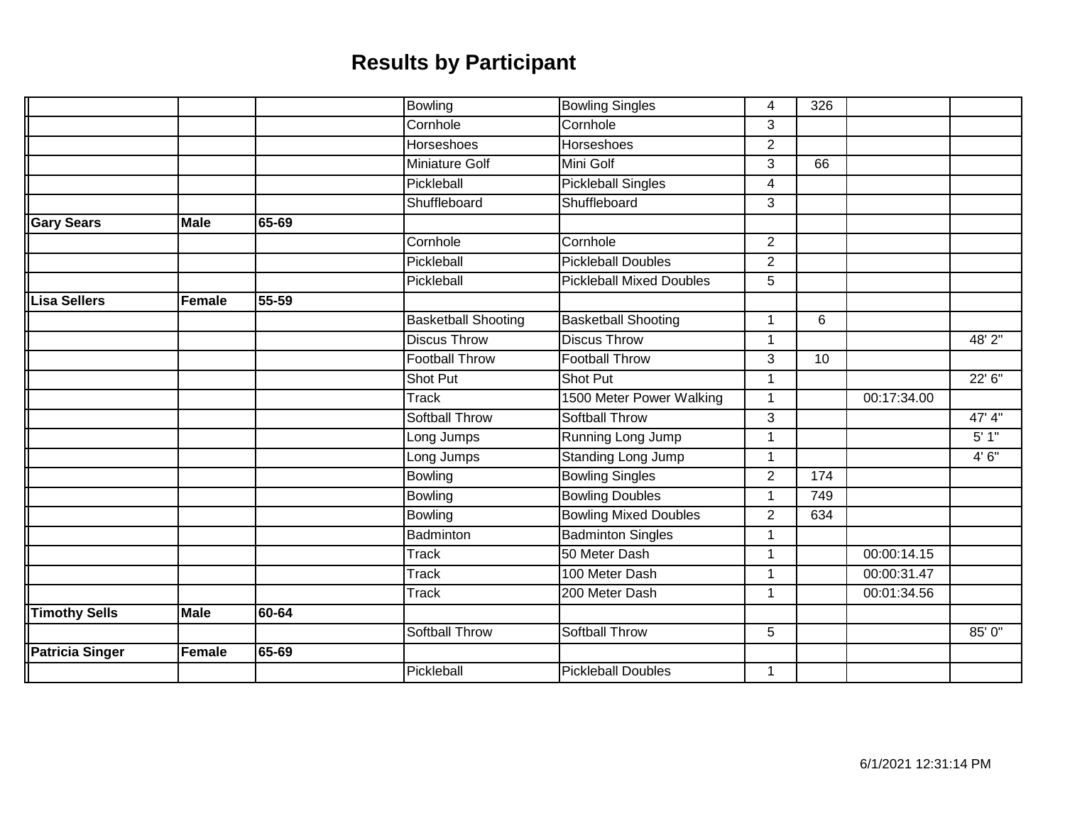# Results by Participant

| | | | | | | | | |
|---|---|---|---|---|---|---|---|---|
| | | | Bowling | Bowling Singles | 4 | 326 | | |
| | | | Cornhole | Cornhole | 3 | | | |
| | | | Horseshoes | Horseshoes | 2 | | | |
| | | | Miniature Golf | Mini Golf | 3 | 66 | | |
| | | | Pickleball | Pickleball Singles | 4 | | | |
| | | | Shuffleboard | Shuffleboard | 3 | | | |
| **Gary Sears** | **Male** | **65-69** | | | | | | |
| | | | Cornhole | Cornhole | 2 | | | |
| | | | Pickleball | Pickleball Doubles | 2 | | | |
| | | | Pickleball | Pickleball Mixed Doubles | 5 | | | |
| **Lisa Sellers** | **Female** | **55-59** | | | | | | |
| | | | Basketball Shooting | Basketball Shooting | 1 | 6 | | |
| | | | Discus Throw | Discus Throw | 1 | | | 48' 2" |
| | | | Football Throw | Football Throw | 3 | 10 | | |
| | | | Shot Put | Shot Put | 1 | | | 22' 6" |
| | | | Track | 1500 Meter Power Walking | 1 | | 00:17:34.00 | |
| | | | Softball Throw | Softball Throw | 3 | | | 47' 4" |
| | | | Long Jumps | Running Long Jump | 1 | | | 5' 1" |
| | | | Long Jumps | Standing Long Jump | 1 | | | 4' 6" |
| | | | Bowling | Bowling Singles | 2 | 174 | | |
| | | | Bowling | Bowling Doubles | 1 | 749 | | |
| | | | Bowling | Bowling Mixed Doubles | 2 | 634 | | |
| | | | Badminton | Badminton Singles | 1 | | | |
| | | | Track | 50 Meter Dash | 1 | | 00:00:14.15 | |
| | | | Track | 100 Meter Dash | 1 | | 00:00:31.47 | |
| | | | Track | 200 Meter Dash | 1 | | 00:01:34.56 | |
| **Timothy Sells** | **Male** | **60-64** | | | | | | |
| | | | Softball Throw | Softball Throw | 5 | | | 85' 0" |
| **Patricia Singer** | **Female** | **65-69** | | | | | | |
| | | | Pickleball | Pickleball Doubles | 1 | | | |

6/1/2021 12:31:14 PM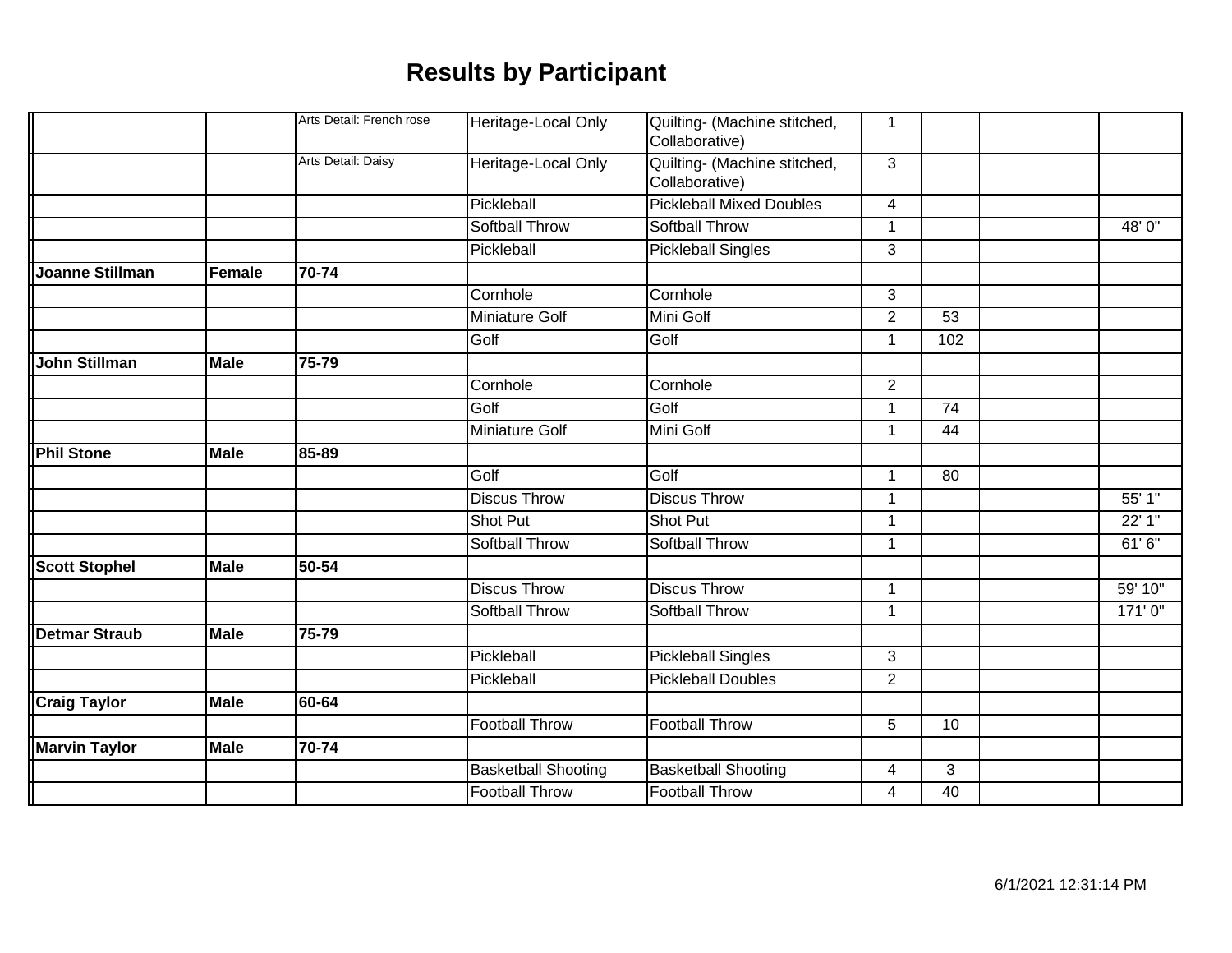# Results by Participant

| | | | | | | | | |
|---|---|---|---|---|---|---|---|---|
| | | Arts Detail: French rose | Heritage-Local Only | Quilting- (Machine stitched, Collaborative) | 1 | | | |
| | | Arts Detail: Daisy | Heritage-Local Only | Quilting- (Machine stitched, Collaborative) | 3 | | | |
| | | | Pickleball | Pickleball Mixed Doubles | 4 | | | |
| | | | Softball Throw | Softball Throw | 1 | | | 48' 0" |
| | | | Pickleball | Pickleball Singles | 3 | | | |
| **Joanne Stillman** | **Female** | **70-74** | | | | | | |
| | | | Cornhole | Cornhole | 3 | | | |
| | | | Miniature Golf | Mini Golf | 2 | 53 | | |
| | | | Golf | Golf | 1 | 102 | | |
| **John Stillman** | **Male** | **75-79** | | | | | | |
| | | | Cornhole | Cornhole | 2 | | | |
| | | | Golf | Golf | 1 | 74 | | |
| | | | Miniature Golf | Mini Golf | 1 | 44 | | |
| **Phil Stone** | **Male** | **85-89** | | | | | | |
| | | | Golf | Golf | 1 | 80 | | |
| | | | Discus Throw | Discus Throw | 1 | | | 55' 1" |
| | | | Shot Put | Shot Put | 1 | | | 22' 1" |
| | | | Softball Throw | Softball Throw | 1 | | | 61' 6" |
| **Scott Stophel** | **Male** | **50-54** | | | | | | |
| | | | Discus Throw | Discus Throw | 1 | | | 59' 10" |
| | | | Softball Throw | Softball Throw | 1 | | | 171' 0" |
| **Detmar Straub** | **Male** | **75-79** | | | | | | |
| | | | Pickleball | Pickleball Singles | 3 | | | |
| | | | Pickleball | Pickleball Doubles | 2 | | | |
| **Craig Taylor** | **Male** | **60-64** | | | | | | |
| | | | Football Throw | Football Throw | 5 | 10 | | |
| **Marvin Taylor** | **Male** | **70-74** | | | | | | |
| | | | Basketball Shooting | Basketball Shooting | 4 | 3 | | |
| | | | Football Throw | Football Throw | 4 | 40 | | |

6/1/2021 12:31:14 PM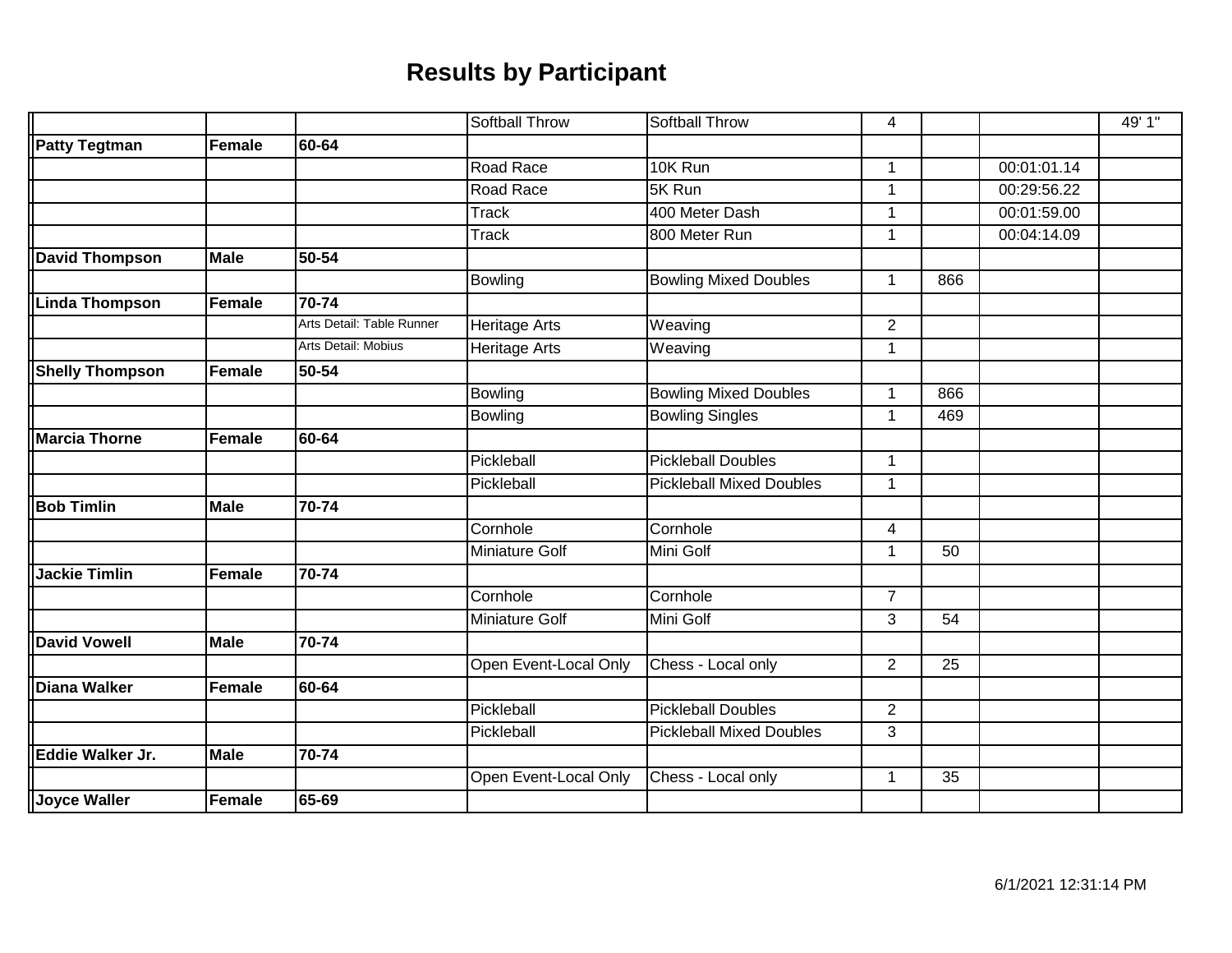# Results by Participant

| | | | | | | | | |
|---|---|---|---|---|---|---|---|---|
| | | | Softball Throw | Softball Throw | 4 | | | 49' 1" |
| **Patty Tegtman** | **Female** | **60-64** | | | | | | |
| | | | Road Race | 10K Run | 1 | | 00:01:01.14 | |
| | | | Road Race | 5K Run | 1 | | 00:29:56.22 | |
| | | | Track | 400 Meter Dash | 1 | | 00:01:59.00 | |
| | | | Track | 800 Meter Run | 1 | | 00:04:14.09 | |
| **David Thompson** | **Male** | **50-54** | | | | | | |
| | | | Bowling | Bowling Mixed Doubles | 1 | 866 | | |
| **Linda Thompson** | **Female** | **70-74** | | | | | | |
| | | Arts Detail: Table Runner | Heritage Arts | Weaving | 2 | | | |
| | | Arts Detail: Mobius | Heritage Arts | Weaving | 1 | | | |
| **Shelly Thompson** | **Female** | **50-54** | | | | | | |
| | | | Bowling | Bowling Mixed Doubles | 1 | 866 | | |
| | | | Bowling | Bowling Singles | 1 | 469 | | |
| **Marcia Thorne** | **Female** | **60-64** | | | | | | |
| | | | Pickleball | Pickleball Doubles | 1 | | | |
| | | | Pickleball | Pickleball Mixed Doubles | 1 | | | |
| **Bob Timlin** | **Male** | **70-74** | | | | | | |
| | | | Cornhole | Cornhole | 4 | | | |
| | | | Miniature Golf | Mini Golf | 1 | 50 | | |
| **Jackie Timlin** | **Female** | **70-74** | | | | | | |
| | | | Cornhole | Cornhole | 7 | | | |
| | | | Miniature Golf | Mini Golf | 3 | 54 | | |
| **David Vowell** | **Male** | **70-74** | | | | | | |
| | | | Open Event-Local Only | Chess - Local only | 2 | 25 | | |
| **Diana Walker** | **Female** | **60-64** | | | | | | |
| | | | Pickleball | Pickleball Doubles | 2 | | | |
| | | | Pickleball | Pickleball Mixed Doubles | 3 | | | |
| **Eddie Walker Jr.** | **Male** | **70-74** | | | | | | |
| | | | Open Event-Local Only | Chess - Local only | 1 | 35 | | |
| **Joyce Waller** | **Female** | **65-69** | | | | | | |

6/1/2021 12:31:14 PM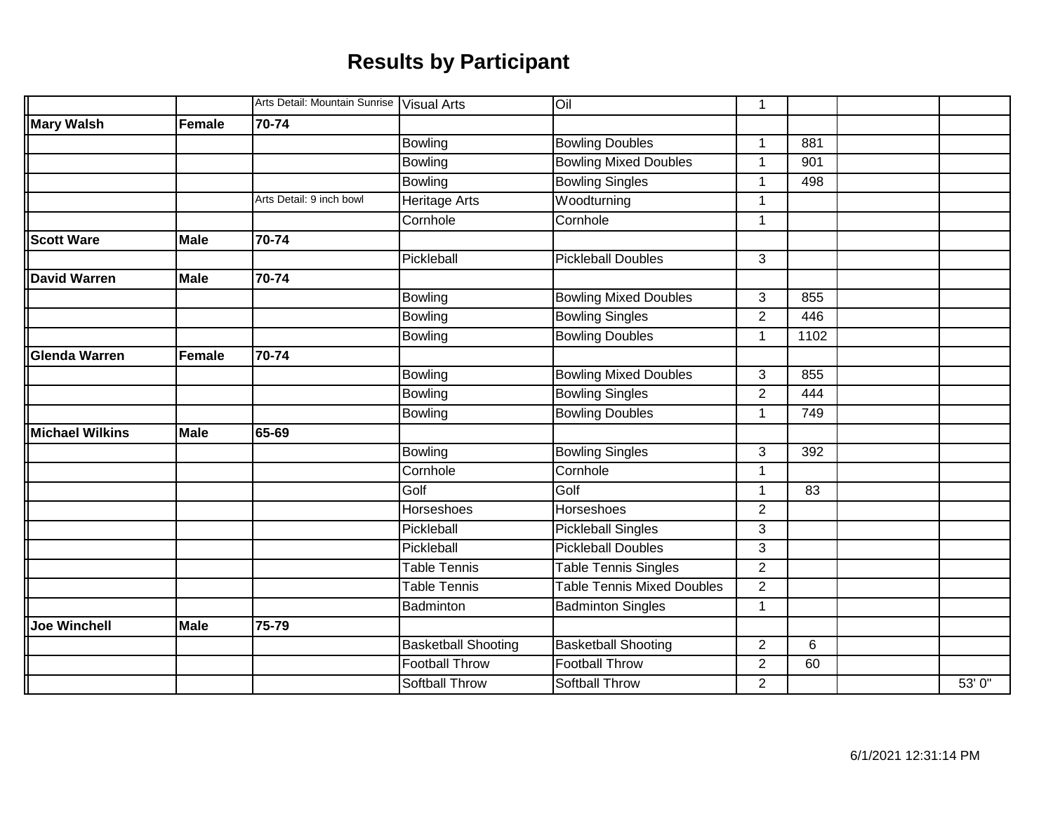# Results by Participant

| | | | | | | | | |
|---|---|---|---|---|---|---|---|---|
| | | Arts Detail: Mountain Sunrise | Visual Arts | Oil | 1 | | | |
| **Mary Walsh** | **Female** | **70-74** | | | | | | |
| | | | Bowling | Bowling Doubles | 1 | 881 | | |
| | | | Bowling | Bowling Mixed Doubles | 1 | 901 | | |
| | | | Bowling | Bowling Singles | 1 | 498 | | |
| | | Arts Detail: 9 inch bowl | Heritage Arts | Woodturning | 1 | | | |
| | | | Cornhole | Cornhole | 1 | | | |
| **Scott Ware** | **Male** | **70-74** | | | | | | |
| | | | Pickleball | Pickleball Doubles | 3 | | | |
| **David Warren** | **Male** | **70-74** | | | | | | |
| | | | Bowling | Bowling Mixed Doubles | 3 | 855 | | |
| | | | Bowling | Bowling Singles | 2 | 446 | | |
| | | | Bowling | Bowling Doubles | 1 | 1102 | | |
| **Glenda Warren** | **Female** | **70-74** | | | | | | |
| | | | Bowling | Bowling Mixed Doubles | 3 | 855 | | |
| | | | Bowling | Bowling Singles | 2 | 444 | | |
| | | | Bowling | Bowling Doubles | 1 | 749 | | |
| **Michael Wilkins** | **Male** | **65-69** | | | | | | |
| | | | Bowling | Bowling Singles | 3 | 392 | | |
| | | | Cornhole | Cornhole | 1 | | | |
| | | | Golf | Golf | 1 | 83 | | |
| | | | Horseshoes | Horseshoes | 2 | | | |
| | | | Pickleball | Pickleball Singles | 3 | | | |
| | | | Pickleball | Pickleball Doubles | 3 | | | |
| | | | Table Tennis | Table Tennis Singles | 2 | | | |
| | | | Table Tennis | Table Tennis Mixed Doubles | 2 | | | |
| | | | Badminton | Badminton Singles | 1 | | | |
| **Joe Winchell** | **Male** | **75-79** | | | | | | |
| | | | Basketball Shooting | Basketball Shooting | 2 | 6 | | |
| | | | Football Throw | Football Throw | 2 | 60 | | |
| | | | Softball Throw | Softball Throw | 2 | | | 53' 0" |

6/1/2021 12:31:14 PM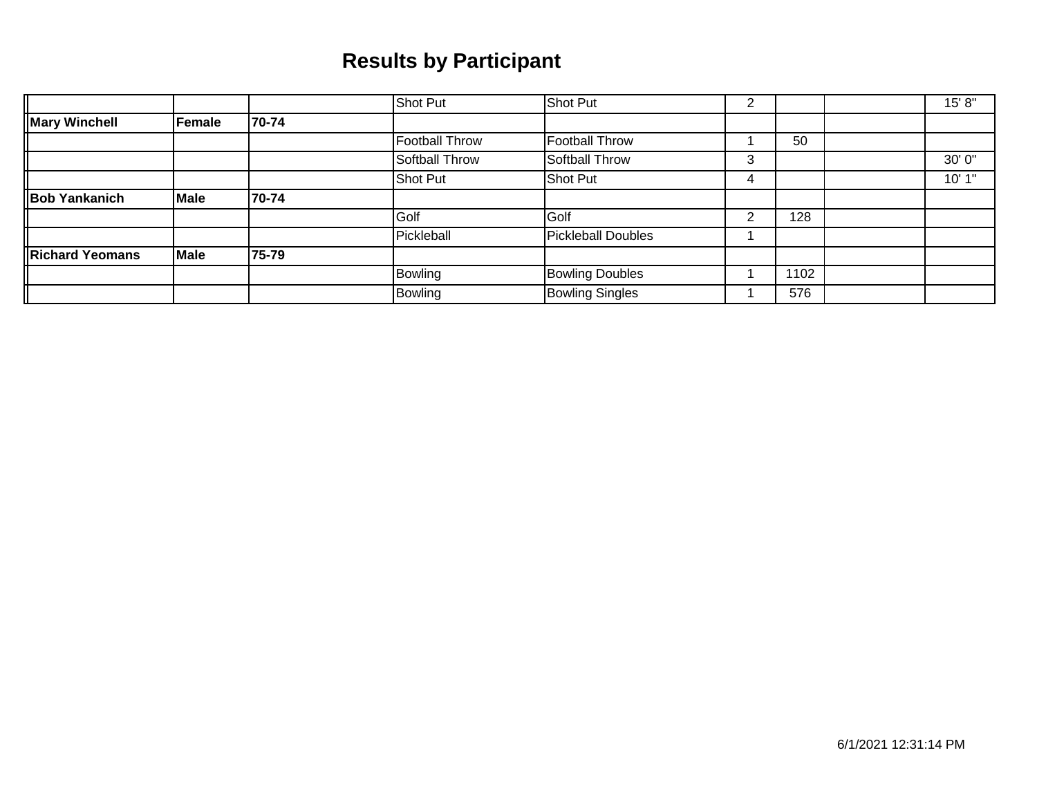# Results by Participant

| | | | | | | | | |
|---|---|---|---|---|---|---|---|---|
| | | | Shot Put | Shot Put | 2 | | | 15' 8" |
| **Mary Winchell** | **Female** | **70-74** | | | | | | |
| | | | Football Throw | Football Throw | 1 | 50 | | |
| | | | Softball Throw | Softball Throw | 3 | | | 30' 0" |
| | | | Shot Put | Shot Put | 4 | | | 10' 1" |
| **Bob Yankanich** | **Male** | **70-74** | | | | | | |
| | | | Golf | Golf | 2 | 128 | | |
| | | | Pickleball | Pickleball Doubles | 1 | | | |
| **Richard Yeomans** | **Male** | **75-79** | | | | | | |
| | | | Bowling | Bowling Doubles | 1 | 1102 | | |
| | | | Bowling | Bowling Singles | 1 | 576 | | |

6/1/2021 12:31:14 PM